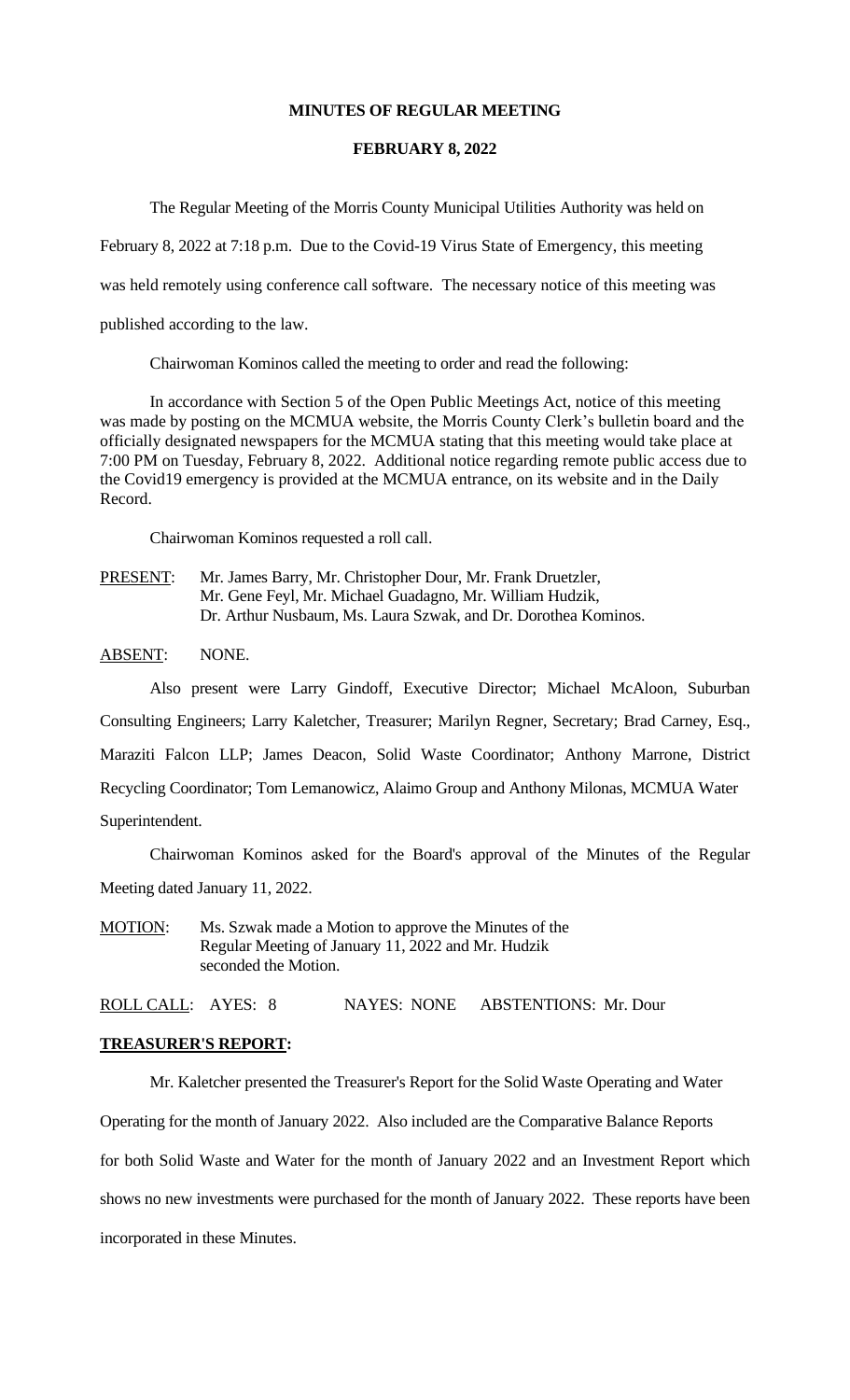**MINUTES OF REGULAR MEETING**

**FEBRUARY 8, 2022**

The Regular Meeting of the Morris County Municipal Utilities Authority was held on February 8, 2022 at 7:18 p.m. Due to the Covid-19 Virus State of Emergency, this meeting was held remotely using conference call software. The necessary notice of this meeting was published according to the law.

Chairwoman Kominos called the meeting to order and read the following:

In accordance with Section 5 of the Open Public Meetings Act, notice of this meeting was made by posting on the MCMUA website, the Morris County Clerk's bulletin board and the officially designated newspapers for the MCMUA stating that this meeting would take place at 7:00 PM on Tuesday, February 8, 2022. Additional notice regarding remote public access due to the Covid19 emergency is provided at the MCMUA entrance, on its website and in the Daily Record.

Chairwoman Kominos requested a roll call.

PRESENT: Mr. James Barry, Mr. Christopher Dour, Mr. Frank Druetzler, Mr. Gene Feyl, Mr. Michael Guadagno, Mr. William Hudzik, Dr. Arthur Nusbaum, Ms. Laura Szwak, and Dr. Dorothea Kominos.

ABSENT: NONE.

Also present were Larry Gindoff, Executive Director; Michael McAloon, Suburban Consulting Engineers; Larry Kaletcher, Treasurer; Marilyn Regner, Secretary; Brad Carney, Esq., Maraziti Falcon LLP; James Deacon, Solid Waste Coordinator; Anthony Marrone, District Recycling Coordinator; Tom Lemanowicz, Alaimo Group and Anthony Milonas, MCMUA Water Superintendent.

Chairwoman Kominos asked for the Board's approval of the Minutes of the Regular Meeting dated January 11, 2022.

MOTION: Ms. Szwak made a Motion to approve the Minutes of the Regular Meeting of January 11, 2022 and Mr. Hudzik seconded the Motion.

ROLL CALL: AYES: 8 NAYES: NONE ABSTENTIONS: Mr. Dour

**TREASURER'S REPORT:**

Mr. Kaletcher presented the Treasurer's Report for the Solid Waste Operating and Water Operating for the month of January 2022. Also included are the Comparative Balance Reports for both Solid Waste and Water for the month of January 2022 and an Investment Report which shows no new investments were purchased for the month of January 2022. These reports have been incorporated in these Minutes.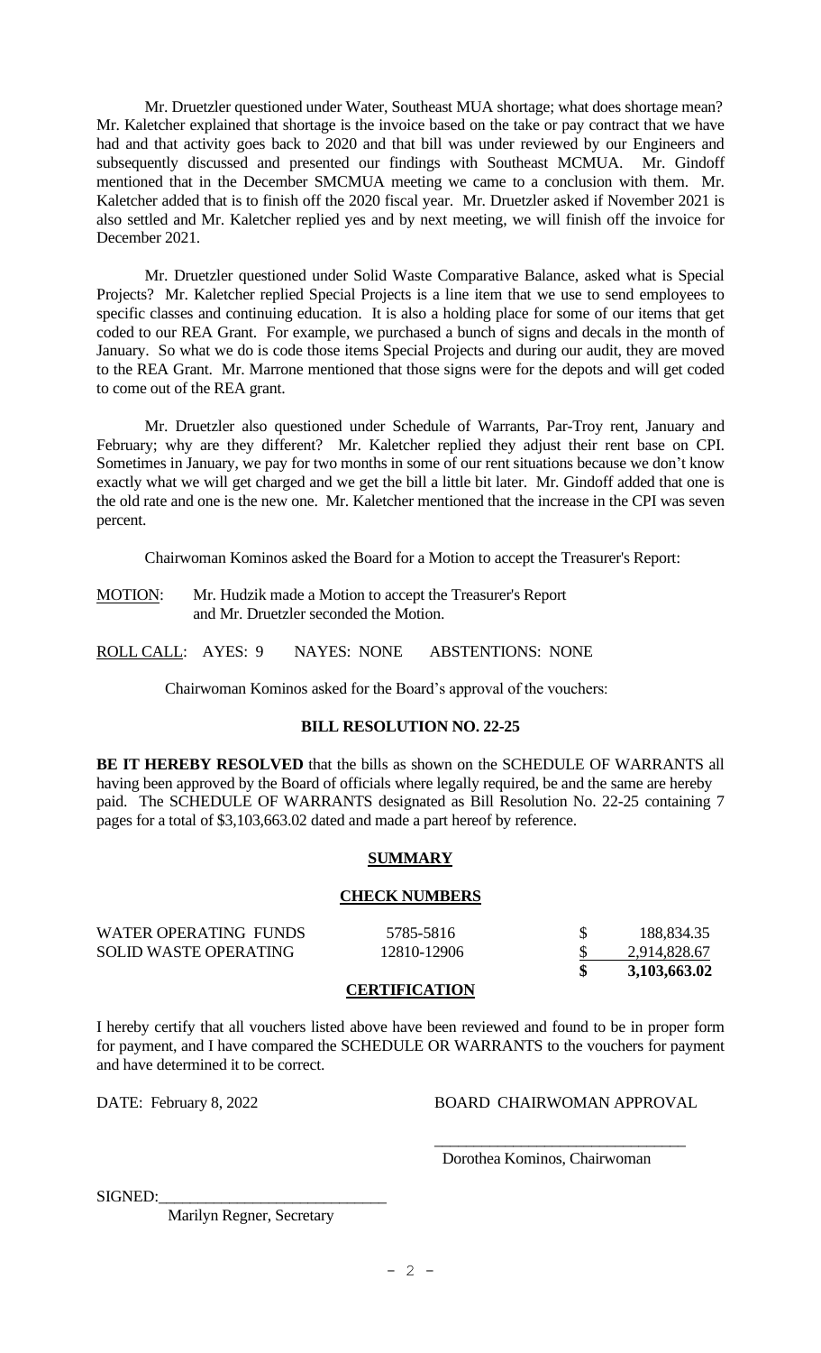Mr. Druetzler questioned under Water, Southeast MUA shortage; what does shortage mean? Mr. Kaletcher explained that shortage is the invoice based on the take or pay contract that we have had and that activity goes back to 2020 and that bill was under reviewed by our Engineers and subsequently discussed and presented our findings with Southeast MCMUA. Mr. Gindoff mentioned that in the December SMCMUA meeting we came to a conclusion with them. Mr. Kaletcher added that is to finish off the 2020 fiscal year. Mr. Druetzler asked if November 2021 is also settled and Mr. Kaletcher replied yes and by next meeting, we will finish off the invoice for December 2021.

Mr. Druetzler questioned under Solid Waste Comparative Balance, asked what is Special Projects? Mr. Kaletcher replied Special Projects is a line item that we use to send employees to specific classes and continuing education. It is also a holding place for some of our items that get coded to our REA Grant. For example, we purchased a bunch of signs and decals in the month of January. So what we do is code those items Special Projects and during our audit, they are moved to the REA Grant. Mr. Marrone mentioned that those signs were for the depots and will get coded to come out of the REA grant.

Mr. Druetzler also questioned under Schedule of Warrants, Par-Troy rent, January and February; why are they different? Mr. Kaletcher replied they adjust their rent base on CPI. Sometimes in January, we pay for two months in some of our rent situations because we don't know exactly what we will get charged and we get the bill a little bit later. Mr. Gindoff added that one is the old rate and one is the new one. Mr. Kaletcher mentioned that the increase in the CPI was seven percent.

Chairwoman Kominos asked the Board for a Motion to accept the Treasurer's Report:

MOTION: Mr. Hudzik made a Motion to accept the Treasurer's Report and Mr. Druetzler seconded the Motion.

ROLL CALL: AYES: 9 NAYES: NONE ABSTENTIONS: NONE

Chairwoman Kominos asked for the Board's approval of the vouchers:

**BILL RESOLUTION NO. 22-25**

**BE IT HEREBY RESOLVED** that the bills as shown on the SCHEDULE OF WARRANTS all having been approved by the Board of officials where legally required, be and the same are hereby paid. The SCHEDULE OF WARRANTS designated as Bill Resolution No. 22-25 containing 7 pages for a total of $3,103,663.02 dated and made a part hereof by reference.

**SUMMARY**

**CHECK NUMBERS**

| | | | |
|---|---|---|---|
| WATER OPERATING FUNDS | 5785-5816 | $ | 188,834.35 |
| SOLID WASTE OPERATING | 12810-12906 | $ | 2,914,828.67 |
| | | **$** | **3,103,663.02** |

**CERTIFICATION**

I hereby certify that all vouchers listed above have been reviewed and found to be in proper form for payment, and I have compared the SCHEDULE OR WARRANTS to the vouchers for payment and have determined it to be correct.

DATE: February 8, 2022

BOARD CHAIRWOMAN APPROVAL

\_\_\_\_\_\_\_\_\_\_\_\_\_\_\_\_\_\_\_\_\_\_\_\_\_\_\_\_\_\_

Dorothea Kominos, Chairwoman

SIGNED:\_\_\_\_\_\_\_\_\_\_\_\_\_\_\_\_\_\_\_\_\_\_\_\_\_\_\_\_

Marilyn Regner, Secretary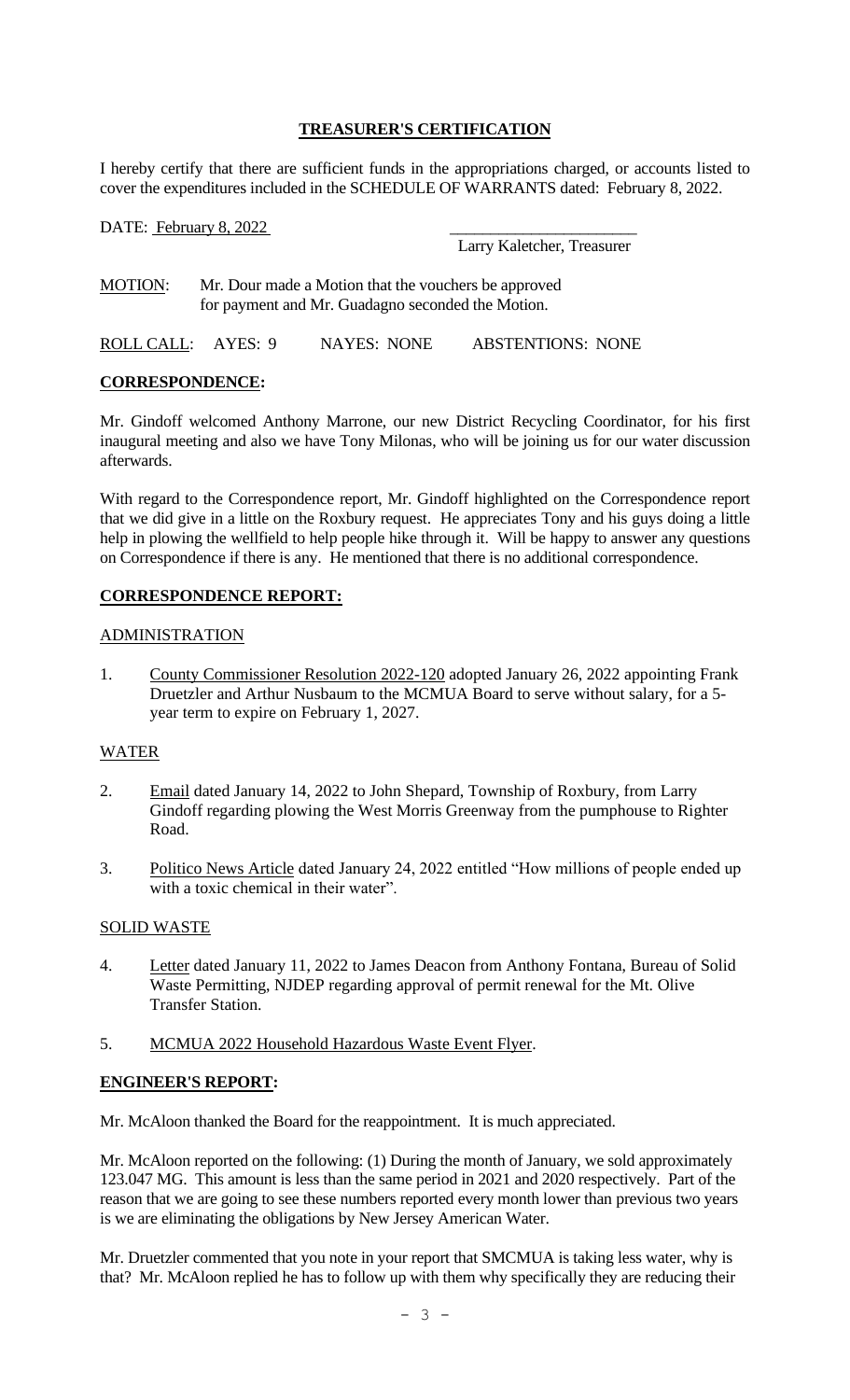## TREASURER'S CERTIFICATION

I hereby certify that there are sufficient funds in the appropriations charged, or accounts listed to cover the expenditures included in the SCHEDULE OF WARRANTS dated: February 8, 2022.

DATE: February 8, 2022

\_\_\_\_\_\_\_\_\_\_\_\_\_\_\_\_\_\_\_\_\_\_\_
Larry Kaletcher, Treasurer

MOTION: Mr. Dour made a Motion that the vouchers be approved for payment and Mr. Guadagno seconded the Motion.

ROLL CALL: AYES: 9 NAYES: NONE ABSTENTIONS: NONE

## CORRESPONDENCE:

Mr. Gindoff welcomed Anthony Marrone, our new District Recycling Coordinator, for his first inaugural meeting and also we have Tony Milonas, who will be joining us for our water discussion afterwards.

With regard to the Correspondence report, Mr. Gindoff highlighted on the Correspondence report that we did give in a little on the Roxbury request. He appreciates Tony and his guys doing a little help in plowing the wellfield to help people hike through it. Will be happy to answer any questions on Correspondence if there is any. He mentioned that there is no additional correspondence.

## CORRESPONDENCE REPORT:

### ADMINISTRATION

1. County Commissioner Resolution 2022-120 adopted January 26, 2022 appointing Frank Druetzler and Arthur Nusbaum to the MCMUA Board to serve without salary, for a 5-year term to expire on February 1, 2027.

### WATER

2. Email dated January 14, 2022 to John Shepard, Township of Roxbury, from Larry Gindoff regarding plowing the West Morris Greenway from the pumphouse to Righter Road.
3. Politico News Article dated January 24, 2022 entitled "How millions of people ended up with a toxic chemical in their water".

### SOLID WASTE

4. Letter dated January 11, 2022 to James Deacon from Anthony Fontana, Bureau of Solid Waste Permitting, NJDEP regarding approval of permit renewal for the Mt. Olive Transfer Station.
5. MCMUA 2022 Household Hazardous Waste Event Flyer.

## ENGINEER'S REPORT:

Mr. McAloon thanked the Board for the reappointment. It is much appreciated.

Mr. McAloon reported on the following: (1) During the month of January, we sold approximately 123.047 MG. This amount is less than the same period in 2021 and 2020 respectively. Part of the reason that we are going to see these numbers reported every month lower than previous two years is we are eliminating the obligations by New Jersey American Water.

Mr. Druetzler commented that you note in your report that SMCMUA is taking less water, why is that? Mr. McAloon replied he has to follow up with them why specifically they are reducing their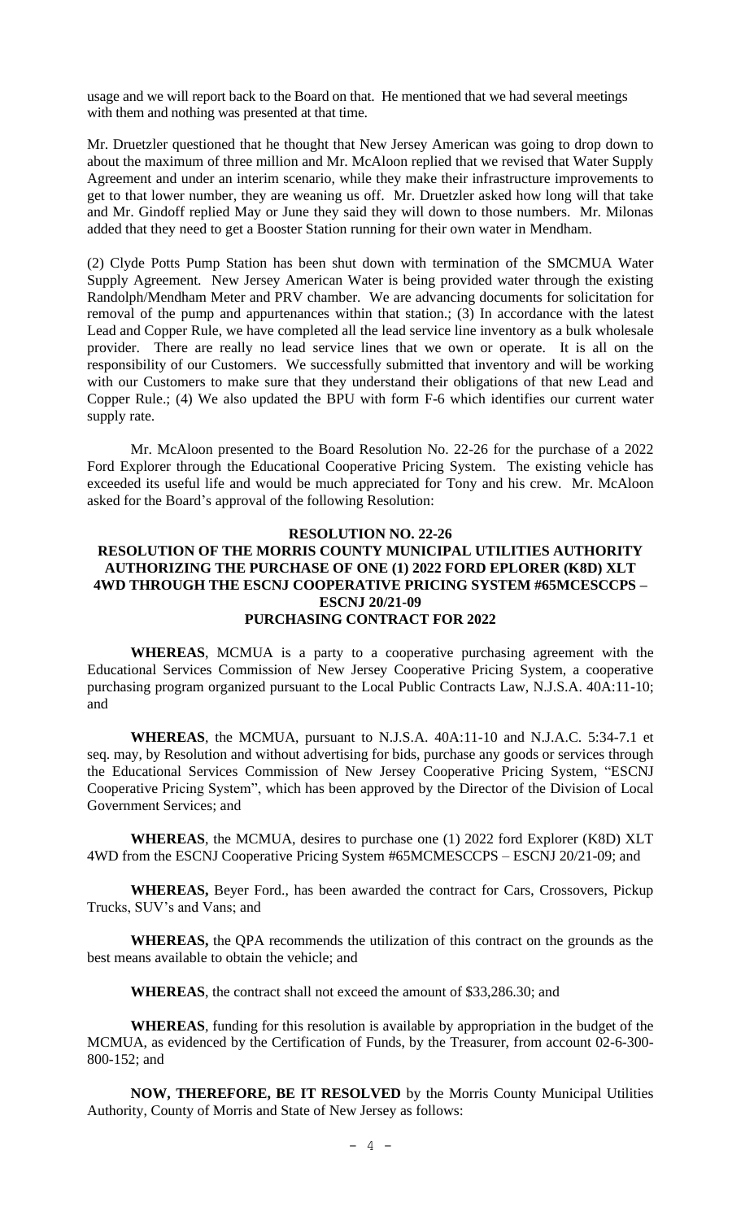usage and we will report back to the Board on that. He mentioned that we had several meetings with them and nothing was presented at that time.

Mr. Druetzler questioned that he thought that New Jersey American was going to drop down to about the maximum of three million and Mr. McAloon replied that we revised that Water Supply Agreement and under an interim scenario, while they make their infrastructure improvements to get to that lower number, they are weaning us off. Mr. Druetzler asked how long will that take and Mr. Gindoff replied May or June they said they will down to those numbers. Mr. Milonas added that they need to get a Booster Station running for their own water in Mendham.

(2) Clyde Potts Pump Station has been shut down with termination of the SMCMUA Water Supply Agreement. New Jersey American Water is being provided water through the existing Randolph/Mendham Meter and PRV chamber. We are advancing documents for solicitation for removal of the pump and appurtenances within that station.; (3) In accordance with the latest Lead and Copper Rule, we have completed all the lead service line inventory as a bulk wholesale provider. There are really no lead service lines that we own or operate. It is all on the responsibility of our Customers. We successfully submitted that inventory and will be working with our Customers to make sure that they understand their obligations of that new Lead and Copper Rule.; (4) We also updated the BPU with form F-6 which identifies our current water supply rate.

Mr. McAloon presented to the Board Resolution No. 22-26 for the purchase of a 2022 Ford Explorer through the Educational Cooperative Pricing System. The existing vehicle has exceeded its useful life and would be much appreciated for Tony and his crew. Mr. McAloon asked for the Board's approval of the following Resolution:

**RESOLUTION NO. 22-26**
**RESOLUTION OF THE MORRIS COUNTY MUNICIPAL UTILITIES AUTHORITY AUTHORIZING THE PURCHASE OF ONE (1) 2022 FORD EPLORER (K8D) XLT 4WD THROUGH THE ESCNJ COOPERATIVE PRICING SYSTEM #65MCESCCPS – ESCNJ 20/21-09**
**PURCHASING CONTRACT FOR 2022**

**WHEREAS**, MCMUA is a party to a cooperative purchasing agreement with the Educational Services Commission of New Jersey Cooperative Pricing System, a cooperative purchasing program organized pursuant to the Local Public Contracts Law, N.J.S.A. 40A:11-10; and

**WHEREAS**, the MCMUA, pursuant to N.J.S.A. 40A:11-10 and N.J.A.C. 5:34-7.1 et seq. may, by Resolution and without advertising for bids, purchase any goods or services through the Educational Services Commission of New Jersey Cooperative Pricing System, "ESCNJ Cooperative Pricing System", which has been approved by the Director of the Division of Local Government Services; and

**WHEREAS**, the MCMUA, desires to purchase one (1) 2022 ford Explorer (K8D) XLT 4WD from the ESCNJ Cooperative Pricing System #65MCMESCCPS – ESCNJ 20/21-09; and

**WHEREAS,** Beyer Ford., has been awarded the contract for Cars, Crossovers, Pickup Trucks, SUV's and Vans; and

**WHEREAS,** the QPA recommends the utilization of this contract on the grounds as the best means available to obtain the vehicle; and

**WHEREAS**, the contract shall not exceed the amount of $33,286.30; and

**WHEREAS**, funding for this resolution is available by appropriation in the budget of the MCMUA, as evidenced by the Certification of Funds, by the Treasurer, from account 02-6-300-800-152; and

**NOW, THEREFORE, BE IT RESOLVED** by the Morris County Municipal Utilities Authority, County of Morris and State of New Jersey as follows: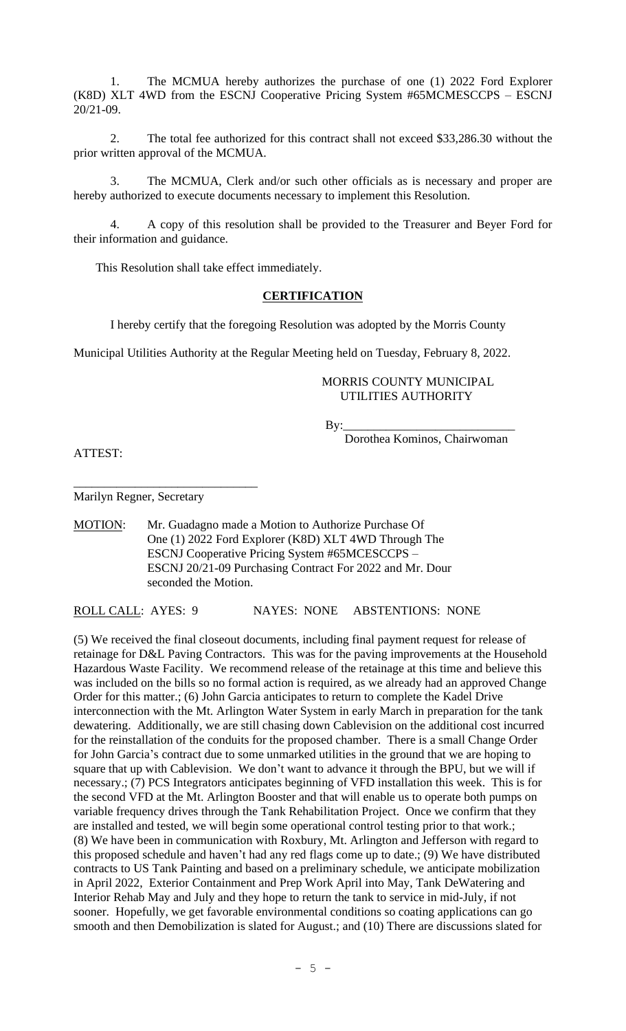1. The MCMUA hereby authorizes the purchase of one (1) 2022 Ford Explorer (K8D) XLT 4WD from the ESCNJ Cooperative Pricing System #65MCMESCCPS – ESCNJ 20/21-09.

2. The total fee authorized for this contract shall not exceed $33,286.30 without the prior written approval of the MCMUA.

3. The MCMUA, Clerk and/or such other officials as is necessary and proper are hereby authorized to execute documents necessary to implement this Resolution.

4. A copy of this resolution shall be provided to the Treasurer and Beyer Ford for their information and guidance.

This Resolution shall take effect immediately.

**CERTIFICATION**

I hereby certify that the foregoing Resolution was adopted by the Morris County Municipal Utilities Authority at the Regular Meeting held on Tuesday, February 8, 2022.

MORRIS COUNTY MUNICIPAL UTILITIES AUTHORITY

By:____________________________
Dorothea Kominos, Chairwoman

ATTEST:

______________________________
Marilyn Regner, Secretary

MOTION: Mr. Guadagno made a Motion to Authorize Purchase Of One (1) 2022 Ford Explorer (K8D) XLT 4WD Through The ESCNJ Cooperative Pricing System #65MCESCCPS – ESCNJ 20/21-09 Purchasing Contract For 2022 and Mr. Dour seconded the Motion.

ROLL CALL: AYES: 9 NAYES: NONE ABSTENTIONS: NONE

(5) We received the final closeout documents, including final payment request for release of retainage for D&L Paving Contractors. This was for the paving improvements at the Household Hazardous Waste Facility. We recommend release of the retainage at this time and believe this was included on the bills so no formal action is required, as we already had an approved Change Order for this matter.; (6) John Garcia anticipates to return to complete the Kadel Drive interconnection with the Mt. Arlington Water System in early March in preparation for the tank dewatering. Additionally, we are still chasing down Cablevision on the additional cost incurred for the reinstallation of the conduits for the proposed chamber. There is a small Change Order for John Garcia's contract due to some unmarked utilities in the ground that we are hoping to square that up with Cablevision. We don't want to advance it through the BPU, but we will if necessary.; (7) PCS Integrators anticipates beginning of VFD installation this week. This is for the second VFD at the Mt. Arlington Booster and that will enable us to operate both pumps on variable frequency drives through the Tank Rehabilitation Project. Once we confirm that they are installed and tested, we will begin some operational control testing prior to that work.; (8) We have been in communication with Roxbury, Mt. Arlington and Jefferson with regard to this proposed schedule and haven't had any red flags come up to date.; (9) We have distributed contracts to US Tank Painting and based on a preliminary schedule, we anticipate mobilization in April 2022, Exterior Containment and Prep Work April into May, Tank DeWatering and Interior Rehab May and July and they hope to return the tank to service in mid-July, if not sooner. Hopefully, we get favorable environmental conditions so coating applications can go smooth and then Demobilization is slated for August.; and (10) There are discussions slated for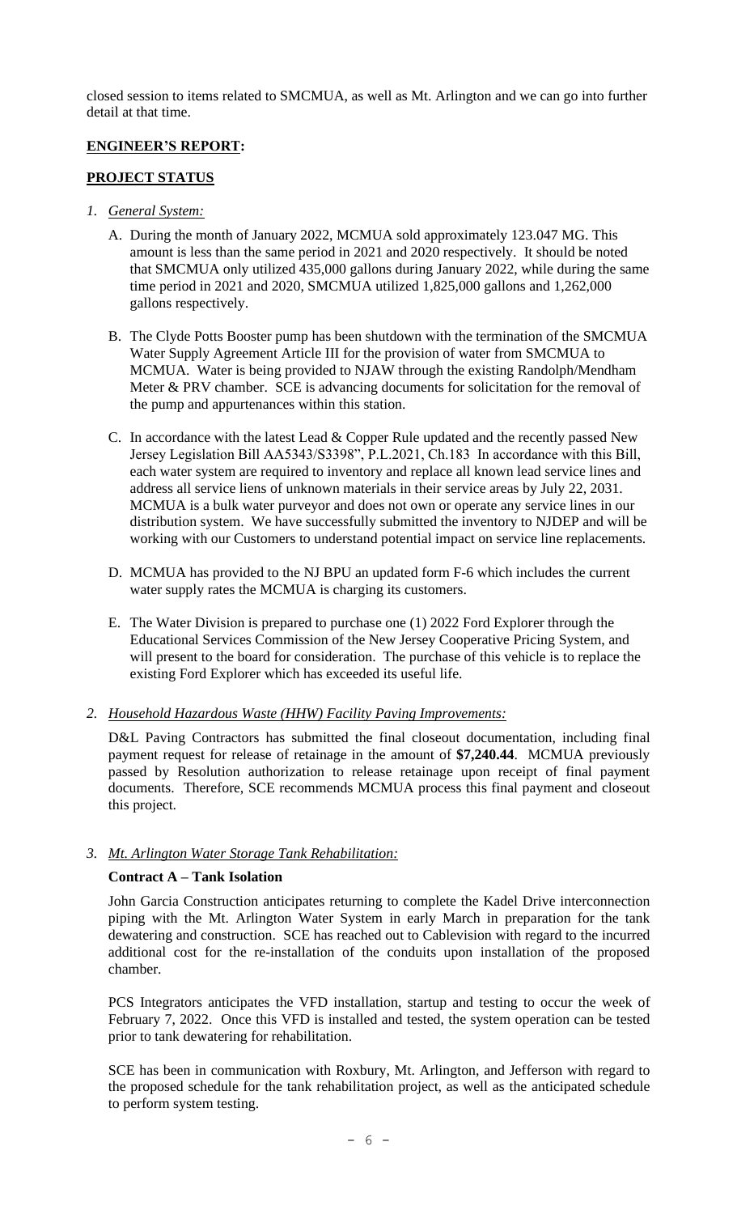closed session to items related to SMCMUA, as well as Mt. Arlington and we can go into further detail at that time.

**ENGINEER'S REPORT:**

**PROJECT STATUS**

1. *General System:*

   A. During the month of January 2022, MCMUA sold approximately 123.047 MG. This amount is less than the same period in 2021 and 2020 respectively. It should be noted that SMCMUA only utilized 435,000 gallons during January 2022, while during the same time period in 2021 and 2020, SMCMUA utilized 1,825,000 gallons and 1,262,000 gallons respectively.

   B. The Clyde Potts Booster pump has been shutdown with the termination of the SMCMUA Water Supply Agreement Article III for the provision of water from SMCMUA to MCMUA. Water is being provided to NJAW through the existing Randolph/Mendham Meter & PRV chamber. SCE is advancing documents for solicitation for the removal of the pump and appurtenances within this station.

   C. In accordance with the latest Lead & Copper Rule updated and the recently passed New Jersey Legislation Bill AA5343/S3398", P.L.2021, Ch.183 In accordance with this Bill, each water system are required to inventory and replace all known lead service lines and address all service liens of unknown materials in their service areas by July 22, 2031. MCMUA is a bulk water purveyor and does not own or operate any service lines in our distribution system. We have successfully submitted the inventory to NJDEP and will be working with our Customers to understand potential impact on service line replacements.

   D. MCMUA has provided to the NJ BPU an updated form F-6 which includes the current water supply rates the MCMUA is charging its customers.

   E. The Water Division is prepared to purchase one (1) 2022 Ford Explorer through the Educational Services Commission of the New Jersey Cooperative Pricing System, and will present to the board for consideration. The purchase of this vehicle is to replace the existing Ford Explorer which has exceeded its useful life.

2. *Household Hazardous Waste (HHW) Facility Paving Improvements:*

   D&L Paving Contractors has submitted the final closeout documentation, including final payment request for release of retainage in the amount of **$7,240.44**. MCMUA previously passed by Resolution authorization to release retainage upon receipt of final payment documents. Therefore, SCE recommends MCMUA process this final payment and closeout this project.

3. *Mt. Arlington Water Storage Tank Rehabilitation:*

   **Contract A – Tank Isolation**

   John Garcia Construction anticipates returning to complete the Kadel Drive interconnection piping with the Mt. Arlington Water System in early March in preparation for the tank dewatering and construction. SCE has reached out to Cablevision with regard to the incurred additional cost for the re-installation of the conduits upon installation of the proposed chamber.

   PCS Integrators anticipates the VFD installation, startup and testing to occur the week of February 7, 2022. Once this VFD is installed and tested, the system operation can be tested prior to tank dewatering for rehabilitation.

   SCE has been in communication with Roxbury, Mt. Arlington, and Jefferson with regard to the proposed schedule for the tank rehabilitation project, as well as the anticipated schedule to perform system testing.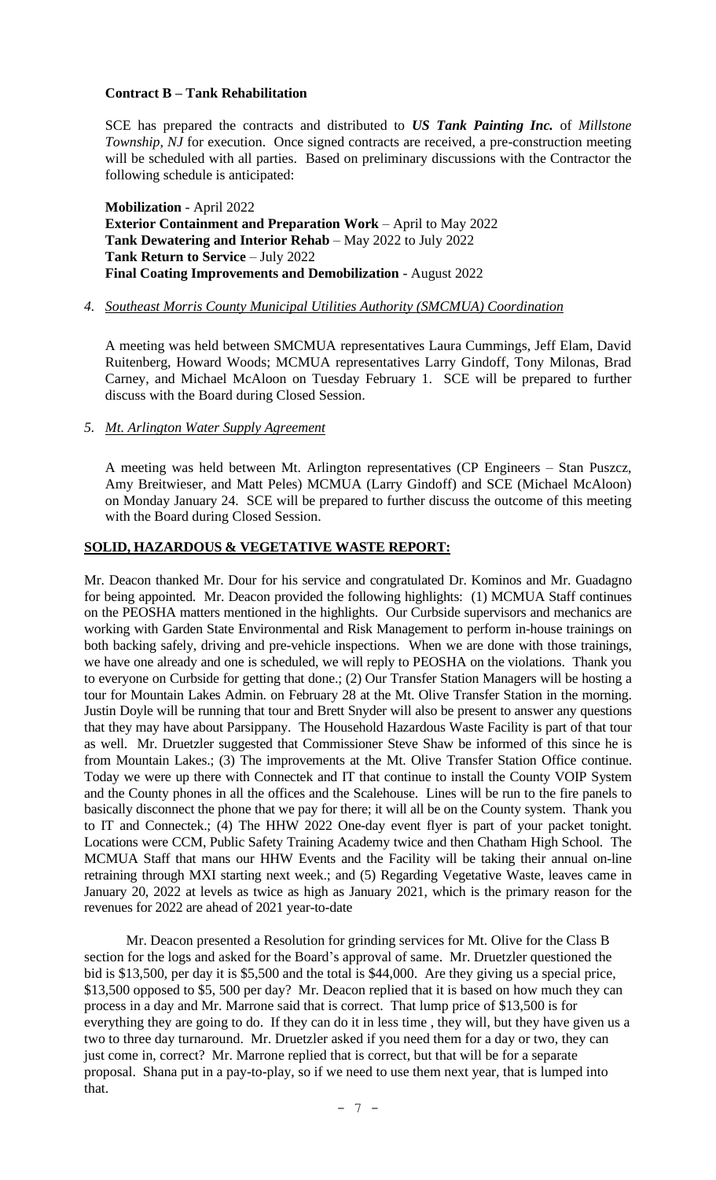**Contract B – Tank Rehabilitation**

SCE has prepared the contracts and distributed to ***US Tank Painting Inc.*** of *Millstone Township, NJ* for execution. Once signed contracts are received, a pre-construction meeting will be scheduled with all parties. Based on preliminary discussions with the Contractor the following schedule is anticipated:

**Mobilization** - April 2022
**Exterior Containment and Preparation Work** – April to May 2022
**Tank Dewatering and Interior Rehab** – May 2022 to July 2022
**Tank Return to Service** – July 2022
**Final Coating Improvements and Demobilization** - August 2022

4. *Southeast Morris County Municipal Utilities Authority (SMCMUA) Coordination*

A meeting was held between SMCMUA representatives Laura Cummings, Jeff Elam, David Ruitenberg, Howard Woods; MCMUA representatives Larry Gindoff, Tony Milonas, Brad Carney, and Michael McAloon on Tuesday February 1. SCE will be prepared to further discuss with the Board during Closed Session.

5. *Mt. Arlington Water Supply Agreement*

A meeting was held between Mt. Arlington representatives (CP Engineers – Stan Puszcz, Amy Breitwieser, and Matt Peles) MCMUA (Larry Gindoff) and SCE (Michael McAloon) on Monday January 24. SCE will be prepared to further discuss the outcome of this meeting with the Board during Closed Session.

**SOLID, HAZARDOUS & VEGETATIVE WASTE REPORT:**

Mr. Deacon thanked Mr. Dour for his service and congratulated Dr. Kominos and Mr. Guadagno for being appointed. Mr. Deacon provided the following highlights: (1) MCMUA Staff continues on the PEOSHA matters mentioned in the highlights. Our Curbside supervisors and mechanics are working with Garden State Environmental and Risk Management to perform in-house trainings on both backing safely, driving and pre-vehicle inspections. When we are done with those trainings, we have one already and one is scheduled, we will reply to PEOSHA on the violations. Thank you to everyone on Curbside for getting that done.; (2) Our Transfer Station Managers will be hosting a tour for Mountain Lakes Admin. on February 28 at the Mt. Olive Transfer Station in the morning. Justin Doyle will be running that tour and Brett Snyder will also be present to answer any questions that they may have about Parsippany. The Household Hazardous Waste Facility is part of that tour as well. Mr. Druetzler suggested that Commissioner Steve Shaw be informed of this since he is from Mountain Lakes.; (3) The improvements at the Mt. Olive Transfer Station Office continue. Today we were up there with Connectek and IT that continue to install the County VOIP System and the County phones in all the offices and the Scalehouse. Lines will be run to the fire panels to basically disconnect the phone that we pay for there; it will all be on the County system. Thank you to IT and Connectek.; (4) The HHW 2022 One-day event flyer is part of your packet tonight. Locations were CCM, Public Safety Training Academy twice and then Chatham High School. The MCMUA Staff that mans our HHW Events and the Facility will be taking their annual on-line retraining through MXI starting next week.; and (5) Regarding Vegetative Waste, leaves came in January 20, 2022 at levels as twice as high as January 2021, which is the primary reason for the revenues for 2022 are ahead of 2021 year-to-date

Mr. Deacon presented a Resolution for grinding services for Mt. Olive for the Class B section for the logs and asked for the Board's approval of same. Mr. Druetzler questioned the bid is $13,500, per day it is $5,500 and the total is $44,000. Are they giving us a special price, $13,500 opposed to $5, 500 per day? Mr. Deacon replied that it is based on how much they can process in a day and Mr. Marrone said that is correct. That lump price of $13,500 is for everything they are going to do. If they can do it in less time , they will, but they have given us a two to three day turnaround. Mr. Druetzler asked if you need them for a day or two, they can just come in, correct? Mr. Marrone replied that is correct, but that will be for a separate proposal. Shana put in a pay-to-play, so if we need to use them next year, that is lumped into that.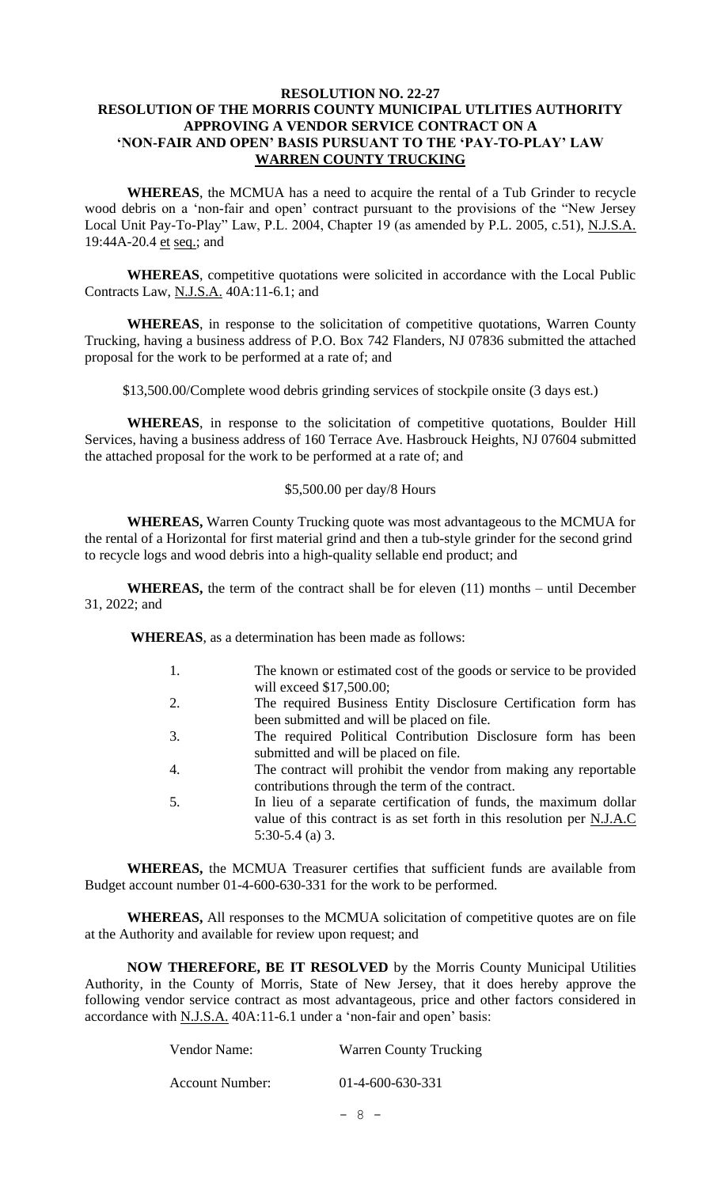**RESOLUTION NO. 22-27**
**RESOLUTION OF THE MORRIS COUNTY MUNICIPAL UTLITIES AUTHORITY APPROVING A VENDOR SERVICE CONTRACT ON A 'NON-FAIR AND OPEN' BASIS PURSUANT TO THE 'PAY-TO-PLAY' LAW**
**WARREN COUNTY TRUCKING**

**WHEREAS**, the MCMUA has a need to acquire the rental of a Tub Grinder to recycle wood debris on a 'non-fair and open' contract pursuant to the provisions of the "New Jersey Local Unit Pay-To-Play" Law, P.L. 2004, Chapter 19 (as amended by P.L. 2005, c.51), N.J.S.A. 19:44A-20.4 et seq.; and

**WHEREAS**, competitive quotations were solicited in accordance with the Local Public Contracts Law, N.J.S.A. 40A:11-6.1; and

**WHEREAS**, in response to the solicitation of competitive quotations, Warren County Trucking, having a business address of P.O. Box 742 Flanders, NJ 07836 submitted the attached proposal for the work to be performed at a rate of; and

$13,500.00/Complete wood debris grinding services of stockpile onsite (3 days est.)

**WHEREAS**, in response to the solicitation of competitive quotations, Boulder Hill Services, having a business address of 160 Terrace Ave. Hasbrouck Heights, NJ 07604 submitted the attached proposal for the work to be performed at a rate of; and

$5,500.00 per day/8 Hours

**WHEREAS,** Warren County Trucking quote was most advantageous to the MCMUA for the rental of a Horizontal for first material grind and then a tub-style grinder for the second grind to recycle logs and wood debris into a high-quality sellable end product; and

**WHEREAS,** the term of the contract shall be for eleven (11) months – until December 31, 2022; and

**WHEREAS**, as a determination has been made as follows:

1. The known or estimated cost of the goods or service to be provided will exceed $17,500.00;
2. The required Business Entity Disclosure Certification form has been submitted and will be placed on file.
3. The required Political Contribution Disclosure form has been submitted and will be placed on file.
4. The contract will prohibit the vendor from making any reportable contributions through the term of the contract.
5. In lieu of a separate certification of funds, the maximum dollar value of this contract is as set forth in this resolution per N.J.A.C 5:30-5.4 (a) 3.

**WHEREAS,** the MCMUA Treasurer certifies that sufficient funds are available from Budget account number 01-4-600-630-331 for the work to be performed.

**WHEREAS,** All responses to the MCMUA solicitation of competitive quotes are on file at the Authority and available for review upon request; and

**NOW THEREFORE, BE IT RESOLVED** by the Morris County Municipal Utilities Authority, in the County of Morris, State of New Jersey, that it does hereby approve the following vendor service contract as most advantageous, price and other factors considered in accordance with N.J.S.A. 40A:11-6.1 under a 'non-fair and open' basis:

Vendor Name: Warren County Trucking

Account Number: 01-4-600-630-331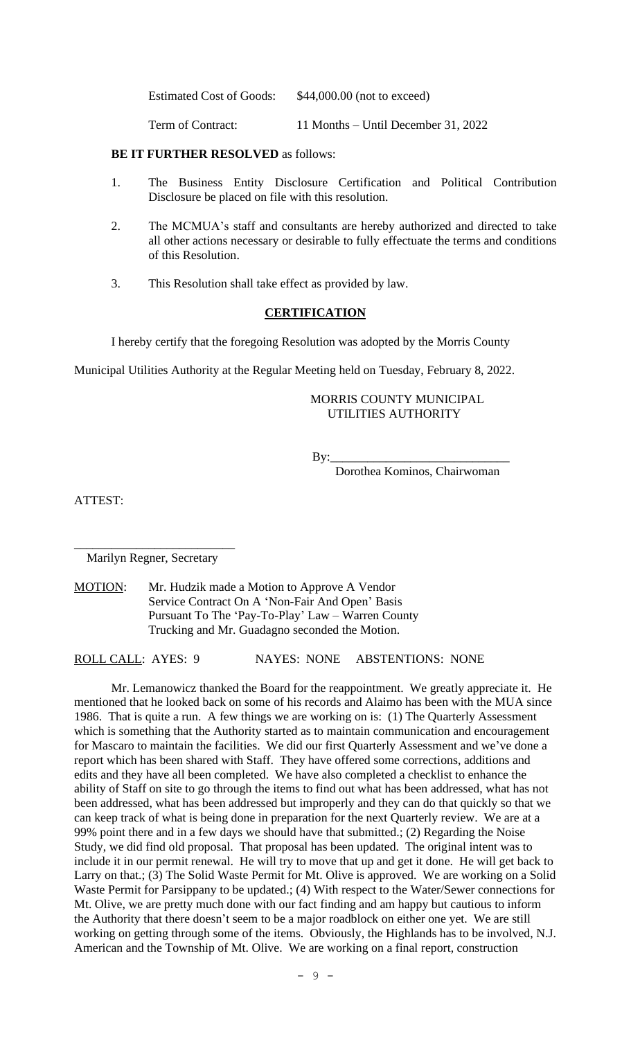Estimated Cost of Goods: $44,000.00 (not to exceed)

Term of Contract: 11 Months – Until December 31, 2022

**BE IT FURTHER RESOLVED** as follows:

1. The Business Entity Disclosure Certification and Political Contribution Disclosure be placed on file with this resolution.

2. The MCMUA's staff and consultants are hereby authorized and directed to take all other actions necessary or desirable to fully effectuate the terms and conditions of this Resolution.

3. This Resolution shall take effect as provided by law.

## CERTIFICATION

I hereby certify that the foregoing Resolution was adopted by the Morris County Municipal Utilities Authority at the Regular Meeting held on Tuesday, February 8, 2022.

MORRIS COUNTY MUNICIPAL UTILITIES AUTHORITY

By:\_\_\_\_\_\_\_\_\_\_\_\_\_\_\_\_\_\_\_\_\_\_\_\_\_\_\_\_

Dorothea Kominos, Chairwoman

ATTEST:

\_\_\_\_\_\_\_\_\_\_\_\_\_\_\_\_\_\_\_\_\_\_\_\_\_\_

Marilyn Regner, Secretary

MOTION: Mr. Hudzik made a Motion to Approve A Vendor Service Contract On A 'Non-Fair And Open' Basis Pursuant To The 'Pay-To-Play' Law – Warren County Trucking and Mr. Guadagno seconded the Motion.

ROLL CALL: AYES: 9 NAYES: NONE ABSTENTIONS: NONE

Mr. Lemanowicz thanked the Board for the reappointment. We greatly appreciate it. He mentioned that he looked back on some of his records and Alaimo has been with the MUA since 1986. That is quite a run. A few things we are working on is: (1) The Quarterly Assessment which is something that the Authority started as to maintain communication and encouragement for Mascaro to maintain the facilities. We did our first Quarterly Assessment and we've done a report which has been shared with Staff. They have offered some corrections, additions and edits and they have all been completed. We have also completed a checklist to enhance the ability of Staff on site to go through the items to find out what has been addressed, what has not been addressed, what has been addressed but improperly and they can do that quickly so that we can keep track of what is being done in preparation for the next Quarterly review. We are at a 99% point there and in a few days we should have that submitted.; (2) Regarding the Noise Study, we did find old proposal. That proposal has been updated. The original intent was to include it in our permit renewal. He will try to move that up and get it done. He will get back to Larry on that.; (3) The Solid Waste Permit for Mt. Olive is approved. We are working on a Solid Waste Permit for Parsippany to be updated.; (4) With respect to the Water/Sewer connections for Mt. Olive, we are pretty much done with our fact finding and am happy but cautious to inform the Authority that there doesn't seem to be a major roadblock on either one yet. We are still working on getting through some of the items. Obviously, the Highlands has to be involved, N.J. American and the Township of Mt. Olive. We are working on a final report, construction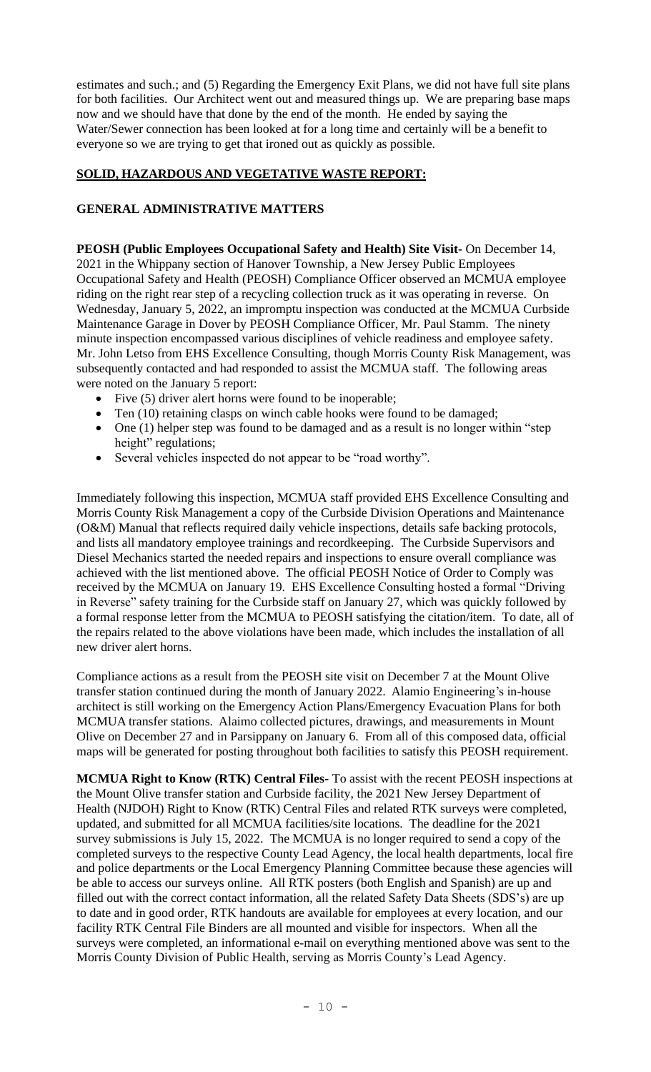estimates and such.; and (5) Regarding the Emergency Exit Plans, we did not have full site plans for both facilities. Our Architect went out and measured things up. We are preparing base maps now and we should have that done by the end of the month. He ended by saying the Water/Sewer connection has been looked at for a long time and certainly will be a benefit to everyone so we are trying to get that ironed out as quickly as possible.

## SOLID, HAZARDOUS AND VEGETATIVE WASTE REPORT:

### GENERAL ADMINISTRATIVE MATTERS

**PEOSH (Public Employees Occupational Safety and Health) Site Visit-** On December 14, 2021 in the Whippany section of Hanover Township, a New Jersey Public Employees Occupational Safety and Health (PEOSH) Compliance Officer observed an MCMUA employee riding on the right rear step of a recycling collection truck as it was operating in reverse. On Wednesday, January 5, 2022, an impromptu inspection was conducted at the MCMUA Curbside Maintenance Garage in Dover by PEOSH Compliance Officer, Mr. Paul Stamm. The ninety minute inspection encompassed various disciplines of vehicle readiness and employee safety. Mr. John Letso from EHS Excellence Consulting, though Morris County Risk Management, was subsequently contacted and had responded to assist the MCMUA staff. The following areas were noted on the January 5 report:

- Five (5) driver alert horns were found to be inoperable;
- Ten (10) retaining clasps on winch cable hooks were found to be damaged;
- One (1) helper step was found to be damaged and as a result is no longer within "step height" regulations;
- Several vehicles inspected do not appear to be "road worthy".

Immediately following this inspection, MCMUA staff provided EHS Excellence Consulting and Morris County Risk Management a copy of the Curbside Division Operations and Maintenance (O&M) Manual that reflects required daily vehicle inspections, details safe backing protocols, and lists all mandatory employee trainings and recordkeeping. The Curbside Supervisors and Diesel Mechanics started the needed repairs and inspections to ensure overall compliance was achieved with the list mentioned above. The official PEOSH Notice of Order to Comply was received by the MCMUA on January 19. EHS Excellence Consulting hosted a formal "Driving in Reverse" safety training for the Curbside staff on January 27, which was quickly followed by a formal response letter from the MCMUA to PEOSH satisfying the citation/item. To date, all of the repairs related to the above violations have been made, which includes the installation of all new driver alert horns.

Compliance actions as a result from the PEOSH site visit on December 7 at the Mount Olive transfer station continued during the month of January 2022. Alamio Engineering's in-house architect is still working on the Emergency Action Plans/Emergency Evacuation Plans for both MCMUA transfer stations. Alaimo collected pictures, drawings, and measurements in Mount Olive on December 27 and in Parsippany on January 6. From all of this composed data, official maps will be generated for posting throughout both facilities to satisfy this PEOSH requirement.

**MCMUA Right to Know (RTK) Central Files-** To assist with the recent PEOSH inspections at the Mount Olive transfer station and Curbside facility, the 2021 New Jersey Department of Health (NJDOH) Right to Know (RTK) Central Files and related RTK surveys were completed, updated, and submitted for all MCMUA facilities/site locations. The deadline for the 2021 survey submissions is July 15, 2022. The MCMUA is no longer required to send a copy of the completed surveys to the respective County Lead Agency, the local health departments, local fire and police departments or the Local Emergency Planning Committee because these agencies will be able to access our surveys online. All RTK posters (both English and Spanish) are up and filled out with the correct contact information, all the related Safety Data Sheets (SDS's) are up to date and in good order, RTK handouts are available for employees at every location, and our facility RTK Central File Binders are all mounted and visible for inspectors. When all the surveys were completed, an informational e-mail on everything mentioned above was sent to the Morris County Division of Public Health, serving as Morris County's Lead Agency.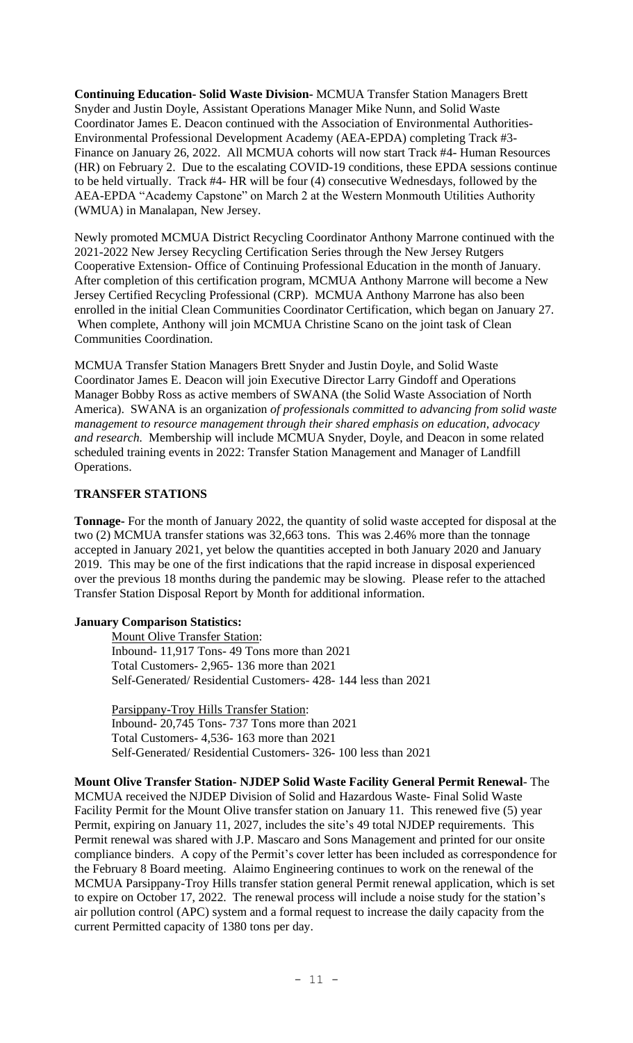**Continuing Education- Solid Waste Division-** MCMUA Transfer Station Managers Brett Snyder and Justin Doyle, Assistant Operations Manager Mike Nunn, and Solid Waste Coordinator James E. Deacon continued with the Association of Environmental Authorities-Environmental Professional Development Academy (AEA-EPDA) completing Track #3-Finance on January 26, 2022. All MCMUA cohorts will now start Track #4- Human Resources (HR) on February 2. Due to the escalating COVID-19 conditions, these EPDA sessions continue to be held virtually. Track #4- HR will be four (4) consecutive Wednesdays, followed by the AEA-EPDA "Academy Capstone" on March 2 at the Western Monmouth Utilities Authority (WMUA) in Manalapan, New Jersey.

Newly promoted MCMUA District Recycling Coordinator Anthony Marrone continued with the 2021-2022 New Jersey Recycling Certification Series through the New Jersey Rutgers Cooperative Extension- Office of Continuing Professional Education in the month of January. After completion of this certification program, MCMUA Anthony Marrone will become a New Jersey Certified Recycling Professional (CRP). MCMUA Anthony Marrone has also been enrolled in the initial Clean Communities Coordinator Certification, which began on January 27. When complete, Anthony will join MCMUA Christine Scano on the joint task of Clean Communities Coordination.

MCMUA Transfer Station Managers Brett Snyder and Justin Doyle, and Solid Waste Coordinator James E. Deacon will join Executive Director Larry Gindoff and Operations Manager Bobby Ross as active members of SWANA (the Solid Waste Association of North America). SWANA is an organization *of professionals committed to advancing from solid waste management to resource management through their shared emphasis on education, advocacy and research.* Membership will include MCMUA Snyder, Doyle, and Deacon in some related scheduled training events in 2022: Transfer Station Management and Manager of Landfill Operations.

## TRANSFER STATIONS

**Tonnage-** For the month of January 2022, the quantity of solid waste accepted for disposal at the two (2) MCMUA transfer stations was 32,663 tons. This was 2.46% more than the tonnage accepted in January 2021, yet below the quantities accepted in both January 2020 and January 2019. This may be one of the first indications that the rapid increase in disposal experienced over the previous 18 months during the pandemic may be slowing. Please refer to the attached Transfer Station Disposal Report by Month for additional information.

**January Comparison Statistics:**

Mount Olive Transfer Station:
Inbound- 11,917 Tons- 49 Tons more than 2021
Total Customers- 2,965- 136 more than 2021
Self-Generated/ Residential Customers- 428- 144 less than 2021

Parsippany-Troy Hills Transfer Station:
Inbound- 20,745 Tons- 737 Tons more than 2021
Total Customers- 4,536- 163 more than 2021
Self-Generated/ Residential Customers- 326- 100 less than 2021

**Mount Olive Transfer Station- NJDEP Solid Waste Facility General Permit Renewal-** The MCMUA received the NJDEP Division of Solid and Hazardous Waste- Final Solid Waste Facility Permit for the Mount Olive transfer station on January 11. This renewed five (5) year Permit, expiring on January 11, 2027, includes the site's 49 total NJDEP requirements. This Permit renewal was shared with J.P. Mascaro and Sons Management and printed for our onsite compliance binders. A copy of the Permit's cover letter has been included as correspondence for the February 8 Board meeting. Alaimo Engineering continues to work on the renewal of the MCMUA Parsippany-Troy Hills transfer station general Permit renewal application, which is set to expire on October 17, 2022. The renewal process will include a noise study for the station's air pollution control (APC) system and a formal request to increase the daily capacity from the current Permitted capacity of 1380 tons per day.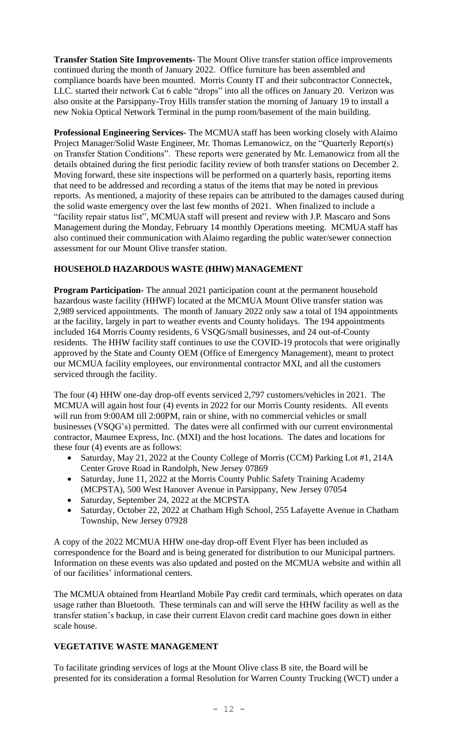**Transfer Station Site Improvements-** The Mount Olive transfer station office improvements continued during the month of January 2022. Office furniture has been assembled and compliance boards have been mounted. Morris County IT and their subcontractor Connectek, LLC. started their network Cat 6 cable "drops" into all the offices on January 20. Verizon was also onsite at the Parsippany-Troy Hills transfer station the morning of January 19 to install a new Nokia Optical Network Terminal in the pump room/basement of the main building.

**Professional Engineering Services-** The MCMUA staff has been working closely with Alaimo Project Manager/Solid Waste Engineer, Mr. Thomas Lemanowicz, on the "Quarterly Report(s) on Transfer Station Conditions". These reports were generated by Mr. Lemanowicz from all the details obtained during the first periodic facility review of both transfer stations on December 2. Moving forward, these site inspections will be performed on a quarterly basis, reporting items that need to be addressed and recording a status of the items that may be noted in previous reports. As mentioned, a majority of these repairs can be attributed to the damages caused during the solid waste emergency over the last few months of 2021. When finalized to include a "facility repair status list", MCMUA staff will present and review with J.P. Mascaro and Sons Management during the Monday, February 14 monthly Operations meeting. MCMUA staff has also continued their communication with Alaimo regarding the public water/sewer connection assessment for our Mount Olive transfer station.

## HOUSEHOLD HAZARDOUS WASTE (HHW) MANAGEMENT

**Program Participation-** The annual 2021 participation count at the permanent household hazardous waste facility (HHWF) located at the MCMUA Mount Olive transfer station was 2,989 serviced appointments. The month of January 2022 only saw a total of 194 appointments at the facility, largely in part to weather events and County holidays. The 194 appointments included 164 Morris County residents, 6 VSQG/small businesses, and 24 out-of-County residents. The HHW facility staff continues to use the COVID-19 protocols that were originally approved by the State and County OEM (Office of Emergency Management), meant to protect our MCMUA facility employees, our environmental contractor MXI, and all the customers serviced through the facility.

The four (4) HHW one-day drop-off events serviced 2,797 customers/vehicles in 2021. The MCMUA will again host four (4) events in 2022 for our Morris County residents. All events will run from 9:00AM till 2:00PM, rain or shine, with no commercial vehicles or small businesses (VSQG's) permitted. The dates were all confirmed with our current environmental contractor, Maumee Express, Inc. (MXI) and the host locations. The dates and locations for these four (4) events are as follows:

- Saturday, May 21, 2022 at the County College of Morris (CCM) Parking Lot #1, 214A Center Grove Road in Randolph, New Jersey 07869
- Saturday, June 11, 2022 at the Morris County Public Safety Training Academy (MCPSTA), 500 West Hanover Avenue in Parsippany, New Jersey 07054
- Saturday, September 24, 2022 at the MCPSTA
- Saturday, October 22, 2022 at Chatham High School, 255 Lafayette Avenue in Chatham Township, New Jersey 07928

A copy of the 2022 MCMUA HHW one-day drop-off Event Flyer has been included as correspondence for the Board and is being generated for distribution to our Municipal partners. Information on these events was also updated and posted on the MCMUA website and within all of our facilities' informational centers.

The MCMUA obtained from Heartland Mobile Pay credit card terminals, which operates on data usage rather than Bluetooth. These terminals can and will serve the HHW facility as well as the transfer station's backup, in case their current Elavon credit card machine goes down in either scale house.

## VEGETATIVE WASTE MANAGEMENT

To facilitate grinding services of logs at the Mount Olive class B site, the Board will be presented for its consideration a formal Resolution for Warren County Trucking (WCT) under a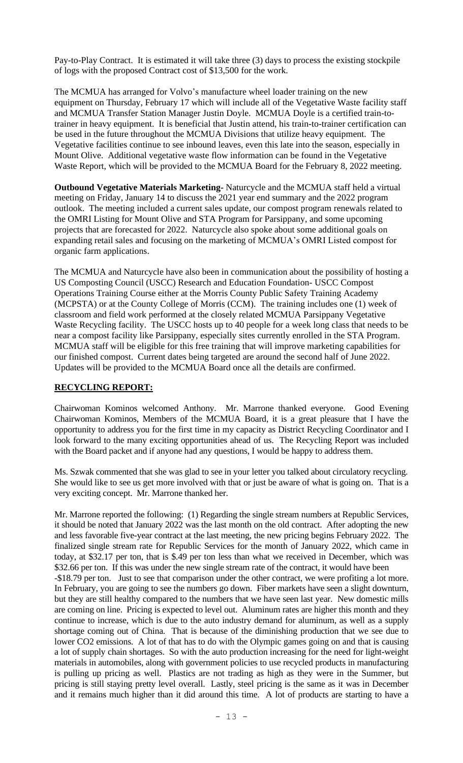Pay-to-Play Contract. It is estimated it will take three (3) days to process the existing stockpile of logs with the proposed Contract cost of $13,500 for the work.

The MCMUA has arranged for Volvo's manufacture wheel loader training on the new equipment on Thursday, February 17 which will include all of the Vegetative Waste facility staff and MCMUA Transfer Station Manager Justin Doyle. MCMUA Doyle is a certified train-to-trainer in heavy equipment. It is beneficial that Justin attend, his train-to-trainer certification can be used in the future throughout the MCMUA Divisions that utilize heavy equipment. The Vegetative facilities continue to see inbound leaves, even this late into the season, especially in Mount Olive. Additional vegetative waste flow information can be found in the Vegetative Waste Report, which will be provided to the MCMUA Board for the February 8, 2022 meeting.

**Outbound Vegetative Materials Marketing-** Naturcycle and the MCMUA staff held a virtual meeting on Friday, January 14 to discuss the 2021 year end summary and the 2022 program outlook. The meeting included a current sales update, our compost program renewals related to the OMRI Listing for Mount Olive and STA Program for Parsippany, and some upcoming projects that are forecasted for 2022. Naturcycle also spoke about some additional goals on expanding retail sales and focusing on the marketing of MCMUA's OMRI Listed compost for organic farm applications.

The MCMUA and Naturcycle have also been in communication about the possibility of hosting a US Composting Council (USCC) Research and Education Foundation- USCC Compost Operations Training Course either at the Morris County Public Safety Training Academy (MCPSTA) or at the County College of Morris (CCM). The training includes one (1) week of classroom and field work performed at the closely related MCMUA Parsippany Vegetative Waste Recycling facility. The USCC hosts up to 40 people for a week long class that needs to be near a compost facility like Parsippany, especially sites currently enrolled in the STA Program. MCMUA staff will be eligible for this free training that will improve marketing capabilities for our finished compost. Current dates being targeted are around the second half of June 2022. Updates will be provided to the MCMUA Board once all the details are confirmed.

## RECYCLING REPORT:

Chairwoman Kominos welcomed Anthony. Mr. Marrone thanked everyone. Good Evening Chairwoman Kominos, Members of the MCMUA Board, it is a great pleasure that I have the opportunity to address you for the first time in my capacity as District Recycling Coordinator and I look forward to the many exciting opportunities ahead of us. The Recycling Report was included with the Board packet and if anyone had any questions, I would be happy to address them.

Ms. Szwak commented that she was glad to see in your letter you talked about circulatory recycling. She would like to see us get more involved with that or just be aware of what is going on. That is a very exciting concept. Mr. Marrone thanked her.

Mr. Marrone reported the following: (1) Regarding the single stream numbers at Republic Services, it should be noted that January 2022 was the last month on the old contract. After adopting the new and less favorable five-year contract at the last meeting, the new pricing begins February 2022. The finalized single stream rate for Republic Services for the month of January 2022, which came in today, at $32.17 per ton, that is $.49 per ton less than what we received in December, which was $32.66 per ton. If this was under the new single stream rate of the contract, it would have been -$18.79 per ton. Just to see that comparison under the other contract, we were profiting a lot more. In February, you are going to see the numbers go down. Fiber markets have seen a slight downturn, but they are still healthy compared to the numbers that we have seen last year. New domestic mills are coming on line. Pricing is expected to level out. Aluminum rates are higher this month and they continue to increase, which is due to the auto industry demand for aluminum, as well as a supply shortage coming out of China. That is because of the diminishing production that we see due to lower CO2 emissions. A lot of that has to do with the Olympic games going on and that is causing a lot of supply chain shortages. So with the auto production increasing for the need for light-weight materials in automobiles, along with government policies to use recycled products in manufacturing is pulling up pricing as well. Plastics are not trading as high as they were in the Summer, but pricing is still staying pretty level overall. Lastly, steel pricing is the same as it was in December and it remains much higher than it did around this time. A lot of products are starting to have a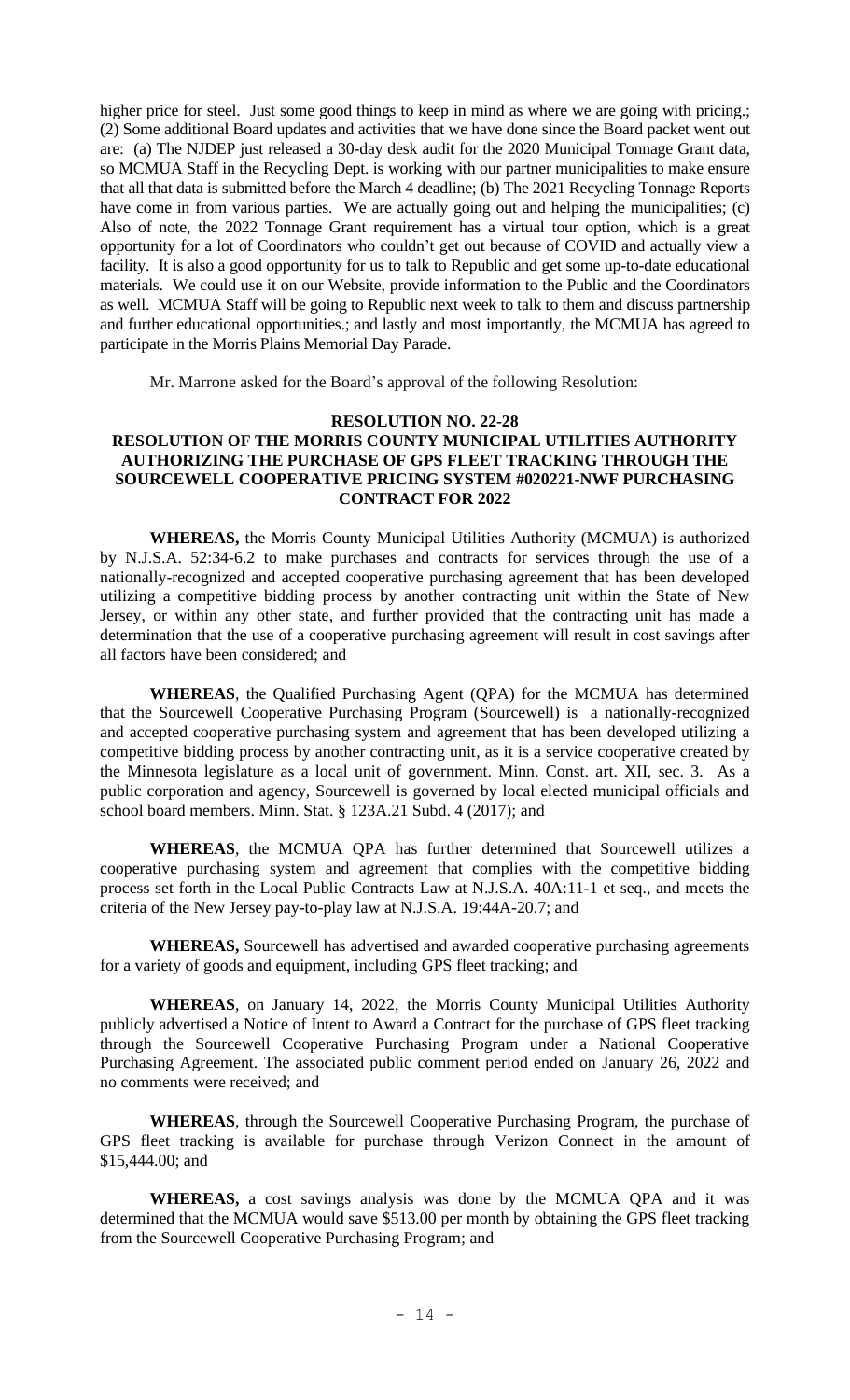higher price for steel. Just some good things to keep in mind as where we are going with pricing.; (2) Some additional Board updates and activities that we have done since the Board packet went out are: (a) The NJDEP just released a 30-day desk audit for the 2020 Municipal Tonnage Grant data, so MCMUA Staff in the Recycling Dept. is working with our partner municipalities to make ensure that all that data is submitted before the March 4 deadline; (b) The 2021 Recycling Tonnage Reports have come in from various parties. We are actually going out and helping the municipalities; (c) Also of note, the 2022 Tonnage Grant requirement has a virtual tour option, which is a great opportunity for a lot of Coordinators who couldn't get out because of COVID and actually view a facility. It is also a good opportunity for us to talk to Republic and get some up-to-date educational materials. We could use it on our Website, provide information to the Public and the Coordinators as well. MCMUA Staff will be going to Republic next week to talk to them and discuss partnership and further educational opportunities.; and lastly and most importantly, the MCMUA has agreed to participate in the Morris Plains Memorial Day Parade.

Mr. Marrone asked for the Board's approval of the following Resolution:

**RESOLUTION NO. 22-28**
**RESOLUTION OF THE MORRIS COUNTY MUNICIPAL UTILITIES AUTHORITY AUTHORIZING THE PURCHASE OF GPS FLEET TRACKING THROUGH THE SOURCEWELL COOPERATIVE PRICING SYSTEM #020221-NWF PURCHASING CONTRACT FOR 2022**

**WHEREAS,** the Morris County Municipal Utilities Authority (MCMUA) is authorized by N.J.S.A. 52:34-6.2 to make purchases and contracts for services through the use of a nationally-recognized and accepted cooperative purchasing agreement that has been developed utilizing a competitive bidding process by another contracting unit within the State of New Jersey, or within any other state, and further provided that the contracting unit has made a determination that the use of a cooperative purchasing agreement will result in cost savings after all factors have been considered; and

**WHEREAS**, the Qualified Purchasing Agent (QPA) for the MCMUA has determined that the Sourcewell Cooperative Purchasing Program (Sourcewell) is a nationally-recognized and accepted cooperative purchasing system and agreement that has been developed utilizing a competitive bidding process by another contracting unit, as it is a service cooperative created by the Minnesota legislature as a local unit of government. Minn. Const. art. XII, sec. 3. As a public corporation and agency, Sourcewell is governed by local elected municipal officials and school board members. Minn. Stat. § 123A.21 Subd. 4 (2017); and

**WHEREAS**, the MCMUA QPA has further determined that Sourcewell utilizes a cooperative purchasing system and agreement that complies with the competitive bidding process set forth in the Local Public Contracts Law at N.J.S.A. 40A:11-1 et seq., and meets the criteria of the New Jersey pay-to-play law at N.J.S.A. 19:44A-20.7; and

**WHEREAS,** Sourcewell has advertised and awarded cooperative purchasing agreements for a variety of goods and equipment, including GPS fleet tracking; and

**WHEREAS**, on January 14, 2022, the Morris County Municipal Utilities Authority publicly advertised a Notice of Intent to Award a Contract for the purchase of GPS fleet tracking through the Sourcewell Cooperative Purchasing Program under a National Cooperative Purchasing Agreement. The associated public comment period ended on January 26, 2022 and no comments were received; and

**WHEREAS**, through the Sourcewell Cooperative Purchasing Program, the purchase of GPS fleet tracking is available for purchase through Verizon Connect in the amount of $15,444.00; and

**WHEREAS,** a cost savings analysis was done by the MCMUA QPA and it was determined that the MCMUA would save $513.00 per month by obtaining the GPS fleet tracking from the Sourcewell Cooperative Purchasing Program; and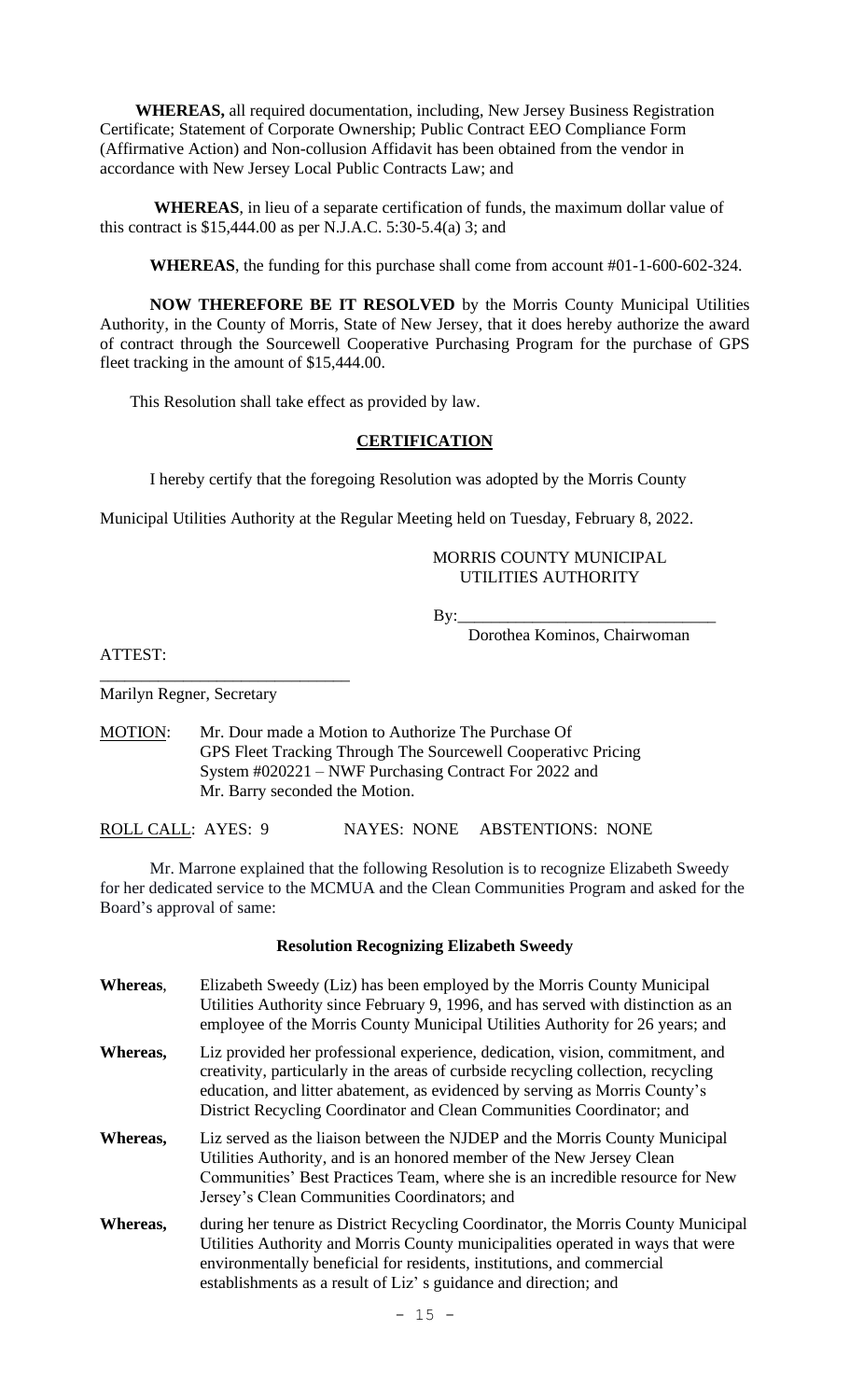**WHEREAS,** all required documentation, including, New Jersey Business Registration Certificate; Statement of Corporate Ownership; Public Contract EEO Compliance Form (Affirmative Action) and Non-collusion Affidavit has been obtained from the vendor in accordance with New Jersey Local Public Contracts Law; and

**WHEREAS**, in lieu of a separate certification of funds, the maximum dollar value of this contract is $15,444.00 as per N.J.A.C. 5:30-5.4(a) 3; and

**WHEREAS**, the funding for this purchase shall come from account #01-1-600-602-324.

**NOW THEREFORE BE IT RESOLVED** by the Morris County Municipal Utilities Authority, in the County of Morris, State of New Jersey, that it does hereby authorize the award of contract through the Sourcewell Cooperative Purchasing Program for the purchase of GPS fleet tracking in the amount of $15,444.00.

This Resolution shall take effect as provided by law.

**CERTIFICATION**

I hereby certify that the foregoing Resolution was adopted by the Morris County Municipal Utilities Authority at the Regular Meeting held on Tuesday, February 8, 2022.

MORRIS COUNTY MUNICIPAL UTILITIES AUTHORITY

By:______________________________
Dorothea Kominos, Chairwoman

ATTEST:

______________________________
Marilyn Regner, Secretary

MOTION: Mr. Dour made a Motion to Authorize The Purchase Of GPS Fleet Tracking Through The Sourcewell Cooperativc Pricing System #020221 – NWF Purchasing Contract For 2022 and Mr. Barry seconded the Motion.

ROLL CALL: AYES: 9 NAYES: NONE ABSTENTIONS: NONE

Mr. Marrone explained that the following Resolution is to recognize Elizabeth Sweedy for her dedicated service to the MCMUA and the Clean Communities Program and asked for the Board's approval of same:

**Resolution Recognizing Elizabeth Sweedy**

**Whereas**, Elizabeth Sweedy (Liz) has been employed by the Morris County Municipal Utilities Authority since February 9, 1996, and has served with distinction as an employee of the Morris County Municipal Utilities Authority for 26 years; and

**Whereas,** Liz provided her professional experience, dedication, vision, commitment, and creativity, particularly in the areas of curbside recycling collection, recycling education, and litter abatement, as evidenced by serving as Morris County's District Recycling Coordinator and Clean Communities Coordinator; and

**Whereas,** Liz served as the liaison between the NJDEP and the Morris County Municipal Utilities Authority, and is an honored member of the New Jersey Clean Communities' Best Practices Team, where she is an incredible resource for New Jersey's Clean Communities Coordinators; and

**Whereas,** during her tenure as District Recycling Coordinator, the Morris County Municipal Utilities Authority and Morris County municipalities operated in ways that were environmentally beneficial for residents, institutions, and commercial establishments as a result of Liz' s guidance and direction; and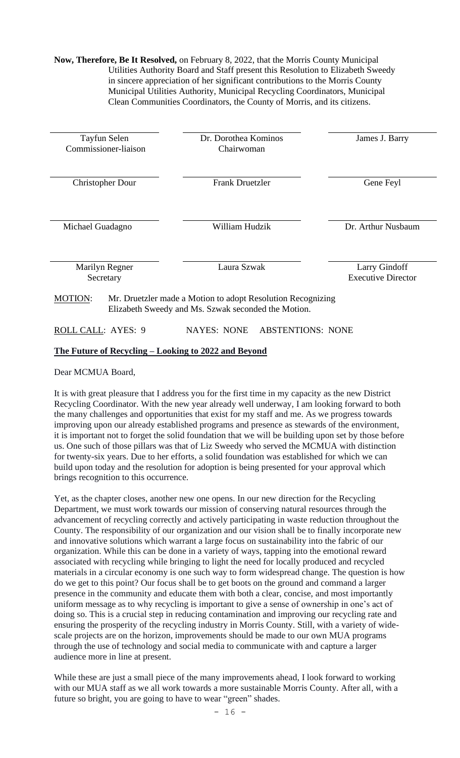**Now, Therefore, Be It Resolved,** on February 8, 2022, that the Morris County Municipal Utilities Authority Board and Staff present this Resolution to Elizabeth Sweedy in sincere appreciation of her significant contributions to the Morris County Municipal Utilities Authority, Municipal Recycling Coordinators, Municipal Clean Communities Coordinators, the County of Morris, and its citizens.

| | | |
|---|---|---|
| Tayfun Selen<br>Commissioner-liaison | Dr. Dorothea Kominos<br>Chairwoman | James J. Barry |
| Christopher Dour | Frank Druetzler | Gene Feyl |
| Michael Guadagno | William Hudzik | Dr. Arthur Nusbaum |
| Marilyn Regner<br>Secretary | Laura Szwak | Larry Gindoff<br>Executive Director |

MOTION: Mr. Druetzler made a Motion to adopt Resolution Recognizing Elizabeth Sweedy and Ms. Szwak seconded the Motion.

ROLL CALL: AYES: 9 NAYES: NONE ABSTENTIONS: NONE

**The Future of Recycling – Looking to 2022 and Beyond**

Dear MCMUA Board,

It is with great pleasure that I address you for the first time in my capacity as the new District Recycling Coordinator. With the new year already well underway, I am looking forward to both the many challenges and opportunities that exist for my staff and me. As we progress towards improving upon our already established programs and presence as stewards of the environment, it is important not to forget the solid foundation that we will be building upon set by those before us. One such of those pillars was that of Liz Sweedy who served the MCMUA with distinction for twenty-six years. Due to her efforts, a solid foundation was established for which we can build upon today and the resolution for adoption is being presented for your approval which brings recognition to this occurrence.

Yet, as the chapter closes, another new one opens. In our new direction for the Recycling Department, we must work towards our mission of conserving natural resources through the advancement of recycling correctly and actively participating in waste reduction throughout the County. The responsibility of our organization and our vision shall be to finally incorporate new and innovative solutions which warrant a large focus on sustainability into the fabric of our organization. While this can be done in a variety of ways, tapping into the emotional reward associated with recycling while bringing to light the need for locally produced and recycled materials in a circular economy is one such way to form widespread change. The question is how do we get to this point? Our focus shall be to get boots on the ground and command a larger presence in the community and educate them with both a clear, concise, and most importantly uniform message as to why recycling is important to give a sense of ownership in one's act of doing so. This is a crucial step in reducing contamination and improving our recycling rate and ensuring the prosperity of the recycling industry in Morris County. Still, with a variety of wide-scale projects are on the horizon, improvements should be made to our own MUA programs through the use of technology and social media to communicate with and capture a larger audience more in line at present.

While these are just a small piece of the many improvements ahead, I look forward to working with our MUA staff as we all work towards a more sustainable Morris County. After all, with a future so bright, you are going to have to wear "green" shades.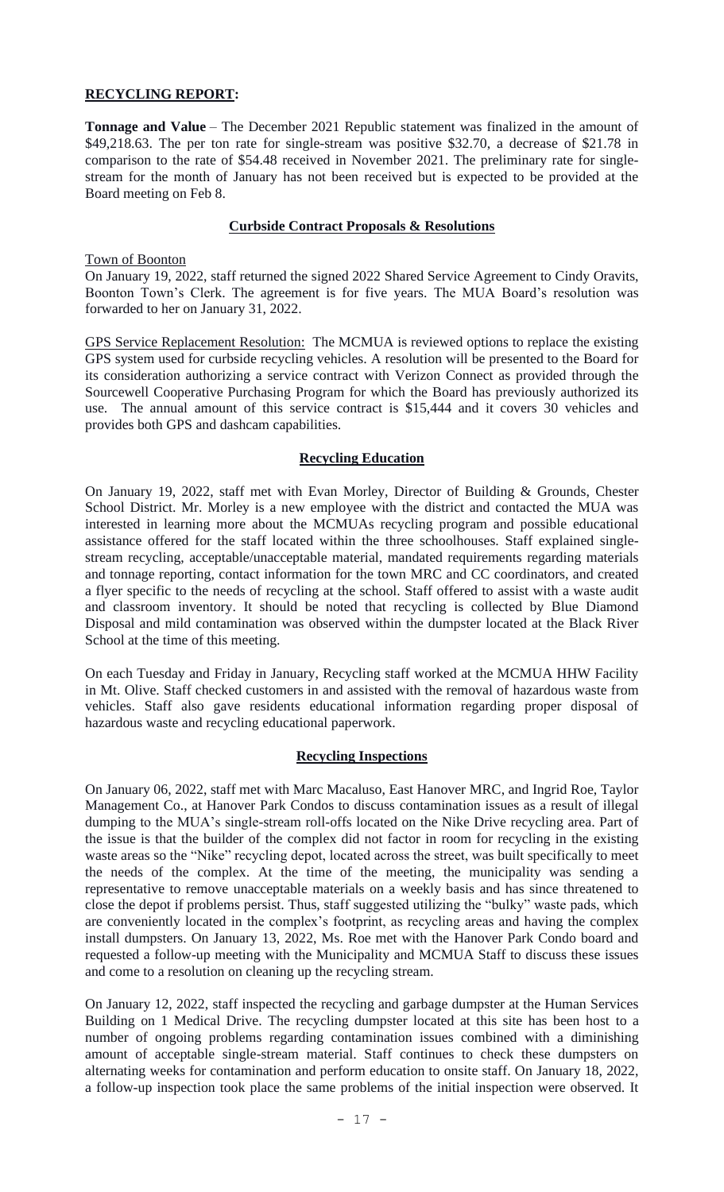## RECYCLING REPORT:

**Tonnage and Value** – The December 2021 Republic statement was finalized in the amount of $49,218.63. The per ton rate for single-stream was positive $32.70, a decrease of $21.78 in comparison to the rate of $54.48 received in November 2021. The preliminary rate for single-stream for the month of January has not been received but is expected to be provided at the Board meeting on Feb 8.

### Curbside Contract Proposals & Resolutions

Town of Boonton

On January 19, 2022, staff returned the signed 2022 Shared Service Agreement to Cindy Oravits, Boonton Town's Clerk. The agreement is for five years. The MUA Board's resolution was forwarded to her on January 31, 2022.

GPS Service Replacement Resolution: The MCMUA is reviewed options to replace the existing GPS system used for curbside recycling vehicles. A resolution will be presented to the Board for its consideration authorizing a service contract with Verizon Connect as provided through the Sourcewell Cooperative Purchasing Program for which the Board has previously authorized its use. The annual amount of this service contract is $15,444 and it covers 30 vehicles and provides both GPS and dashcam capabilities.

### Recycling Education

On January 19, 2022, staff met with Evan Morley, Director of Building & Grounds, Chester School District. Mr. Morley is a new employee with the district and contacted the MUA was interested in learning more about the MCMUAs recycling program and possible educational assistance offered for the staff located within the three schoolhouses. Staff explained single-stream recycling, acceptable/unacceptable material, mandated requirements regarding materials and tonnage reporting, contact information for the town MRC and CC coordinators, and created a flyer specific to the needs of recycling at the school. Staff offered to assist with a waste audit and classroom inventory. It should be noted that recycling is collected by Blue Diamond Disposal and mild contamination was observed within the dumpster located at the Black River School at the time of this meeting.

On each Tuesday and Friday in January, Recycling staff worked at the MCMUA HHW Facility in Mt. Olive. Staff checked customers in and assisted with the removal of hazardous waste from vehicles. Staff also gave residents educational information regarding proper disposal of hazardous waste and recycling educational paperwork.

### Recycling Inspections

On January 06, 2022, staff met with Marc Macaluso, East Hanover MRC, and Ingrid Roe, Taylor Management Co., at Hanover Park Condos to discuss contamination issues as a result of illegal dumping to the MUA's single-stream roll-offs located on the Nike Drive recycling area. Part of the issue is that the builder of the complex did not factor in room for recycling in the existing waste areas so the "Nike" recycling depot, located across the street, was built specifically to meet the needs of the complex. At the time of the meeting, the municipality was sending a representative to remove unacceptable materials on a weekly basis and has since threatened to close the depot if problems persist. Thus, staff suggested utilizing the "bulky" waste pads, which are conveniently located in the complex's footprint, as recycling areas and having the complex install dumpsters. On January 13, 2022, Ms. Roe met with the Hanover Park Condo board and requested a follow-up meeting with the Municipality and MCMUA Staff to discuss these issues and come to a resolution on cleaning up the recycling stream.

On January 12, 2022, staff inspected the recycling and garbage dumpster at the Human Services Building on 1 Medical Drive. The recycling dumpster located at this site has been host to a number of ongoing problems regarding contamination issues combined with a diminishing amount of acceptable single-stream material. Staff continues to check these dumpsters on alternating weeks for contamination and perform education to onsite staff. On January 18, 2022, a follow-up inspection took place the same problems of the initial inspection were observed. It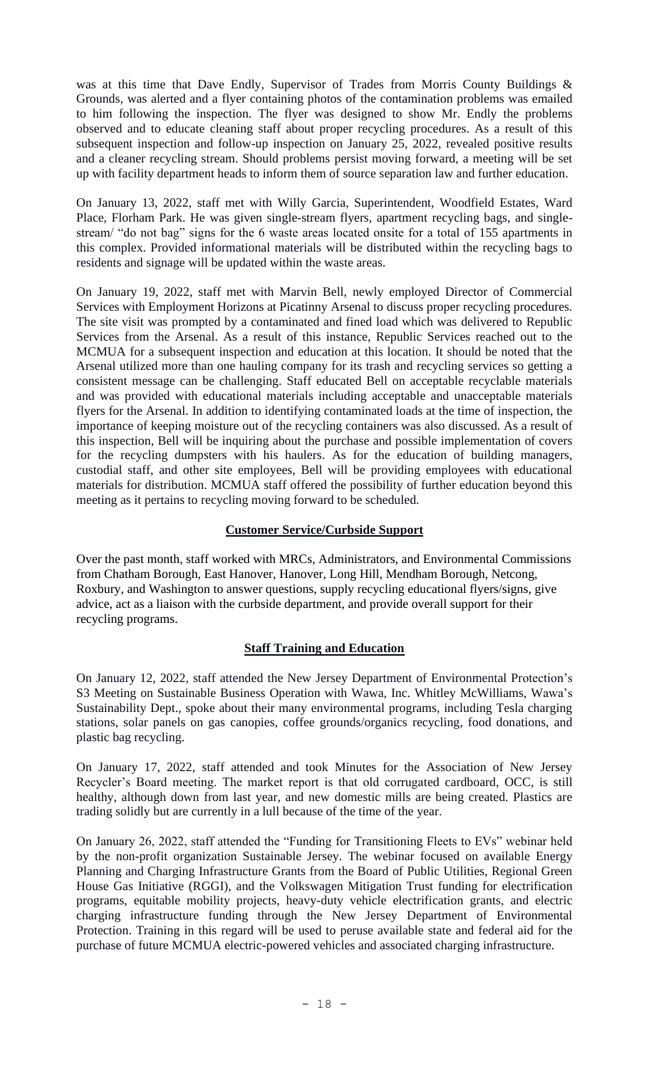was at this time that Dave Endly, Supervisor of Trades from Morris County Buildings & Grounds, was alerted and a flyer containing photos of the contamination problems was emailed to him following the inspection. The flyer was designed to show Mr. Endly the problems observed and to educate cleaning staff about proper recycling procedures. As a result of this subsequent inspection and follow-up inspection on January 25, 2022, revealed positive results and a cleaner recycling stream. Should problems persist moving forward, a meeting will be set up with facility department heads to inform them of source separation law and further education.

On January 13, 2022, staff met with Willy Garcia, Superintendent, Woodfield Estates, Ward Place, Florham Park. He was given single-stream flyers, apartment recycling bags, and single-stream/ "do not bag" signs for the 6 waste areas located onsite for a total of 155 apartments in this complex. Provided informational materials will be distributed within the recycling bags to residents and signage will be updated within the waste areas.

On January 19, 2022, staff met with Marvin Bell, newly employed Director of Commercial Services with Employment Horizons at Picatinny Arsenal to discuss proper recycling procedures. The site visit was prompted by a contaminated and fined load which was delivered to Republic Services from the Arsenal. As a result of this instance, Republic Services reached out to the MCMUA for a subsequent inspection and education at this location. It should be noted that the Arsenal utilized more than one hauling company for its trash and recycling services so getting a consistent message can be challenging. Staff educated Bell on acceptable recyclable materials and was provided with educational materials including acceptable and unacceptable materials flyers for the Arsenal. In addition to identifying contaminated loads at the time of inspection, the importance of keeping moisture out of the recycling containers was also discussed. As a result of this inspection, Bell will be inquiring about the purchase and possible implementation of covers for the recycling dumpsters with his haulers. As for the education of building managers, custodial staff, and other site employees, Bell will be providing employees with educational materials for distribution. MCMUA staff offered the possibility of further education beyond this meeting as it pertains to recycling moving forward to be scheduled.

## Customer Service/Curbside Support

Over the past month, staff worked with MRCs, Administrators, and Environmental Commissions from Chatham Borough, East Hanover, Hanover, Long Hill, Mendham Borough, Netcong, Roxbury, and Washington to answer questions, supply recycling educational flyers/signs, give advice, act as a liaison with the curbside department, and provide overall support for their recycling programs.

## Staff Training and Education

On January 12, 2022, staff attended the New Jersey Department of Environmental Protection's S3 Meeting on Sustainable Business Operation with Wawa, Inc. Whitley McWilliams, Wawa's Sustainability Dept., spoke about their many environmental programs, including Tesla charging stations, solar panels on gas canopies, coffee grounds/organics recycling, food donations, and plastic bag recycling.

On January 17, 2022, staff attended and took Minutes for the Association of New Jersey Recycler's Board meeting. The market report is that old corrugated cardboard, OCC, is still healthy, although down from last year, and new domestic mills are being created. Plastics are trading solidly but are currently in a lull because of the time of the year.

On January 26, 2022, staff attended the "Funding for Transitioning Fleets to EVs" webinar held by the non-profit organization Sustainable Jersey. The webinar focused on available Energy Planning and Charging Infrastructure Grants from the Board of Public Utilities, Regional Green House Gas Initiative (RGGI), and the Volkswagen Mitigation Trust funding for electrification programs, equitable mobility projects, heavy-duty vehicle electrification grants, and electric charging infrastructure funding through the New Jersey Department of Environmental Protection. Training in this regard will be used to peruse available state and federal aid for the purchase of future MCMUA electric-powered vehicles and associated charging infrastructure.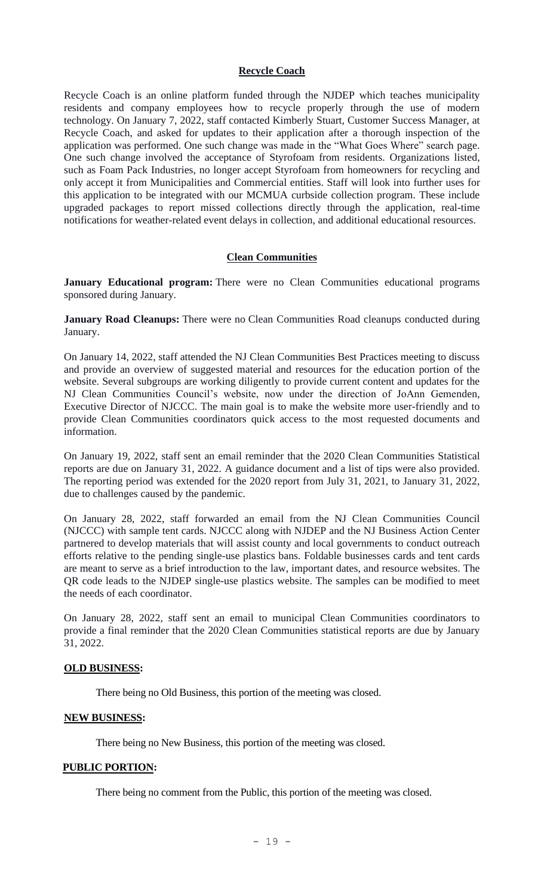## Recycle Coach

Recycle Coach is an online platform funded through the NJDEP which teaches municipality residents and company employees how to recycle properly through the use of modern technology. On January 7, 2022, staff contacted Kimberly Stuart, Customer Success Manager, at Recycle Coach, and asked for updates to their application after a thorough inspection of the application was performed. One such change was made in the "What Goes Where" search page. One such change involved the acceptance of Styrofoam from residents. Organizations listed, such as Foam Pack Industries, no longer accept Styrofoam from homeowners for recycling and only accept it from Municipalities and Commercial entities. Staff will look into further uses for this application to be integrated with our MCMUA curbside collection program. These include upgraded packages to report missed collections directly through the application, real-time notifications for weather-related event delays in collection, and additional educational resources.

## Clean Communities

**January Educational program:** There were no Clean Communities educational programs sponsored during January.

**January Road Cleanups:** There were no Clean Communities Road cleanups conducted during January.

On January 14, 2022, staff attended the NJ Clean Communities Best Practices meeting to discuss and provide an overview of suggested material and resources for the education portion of the website. Several subgroups are working diligently to provide current content and updates for the NJ Clean Communities Council's website, now under the direction of JoAnn Gemenden, Executive Director of NJCCC. The main goal is to make the website more user-friendly and to provide Clean Communities coordinators quick access to the most requested documents and information.

On January 19, 2022, staff sent an email reminder that the 2020 Clean Communities Statistical reports are due on January 31, 2022. A guidance document and a list of tips were also provided. The reporting period was extended for the 2020 report from July 31, 2021, to January 31, 2022, due to challenges caused by the pandemic.

On January 28, 2022, staff forwarded an email from the NJ Clean Communities Council (NJCCC) with sample tent cards. NJCCC along with NJDEP and the NJ Business Action Center partnered to develop materials that will assist county and local governments to conduct outreach efforts relative to the pending single-use plastics bans. Foldable businesses cards and tent cards are meant to serve as a brief introduction to the law, important dates, and resource websites. The QR code leads to the NJDEP single-use plastics website. The samples can be modified to meet the needs of each coordinator.

On January 28, 2022, staff sent an email to municipal Clean Communities coordinators to provide a final reminder that the 2020 Clean Communities statistical reports are due by January 31, 2022.

**OLD BUSINESS:**

There being no Old Business, this portion of the meeting was closed.

**NEW BUSINESS:**

There being no New Business, this portion of the meeting was closed.

**PUBLIC PORTION:**

There being no comment from the Public, this portion of the meeting was closed.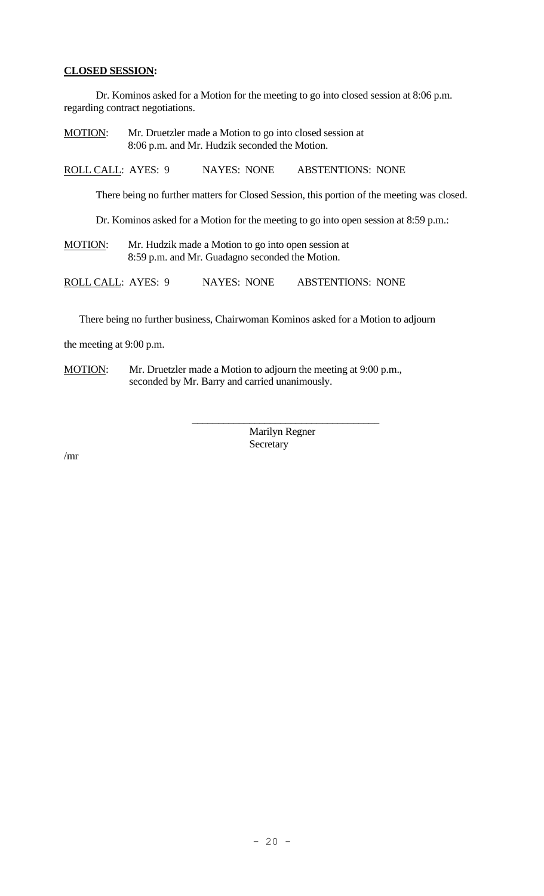**CLOSED SESSION:**

Dr. Kominos asked for a Motion for the meeting to go into closed session at 8:06 p.m. regarding contract negotiations.

MOTION: Mr. Druetzler made a Motion to go into closed session at 8:06 p.m. and Mr. Hudzik seconded the Motion.

ROLL CALL: AYES: 9 NAYES: NONE ABSTENTIONS: NONE

There being no further matters for Closed Session, this portion of the meeting was closed.

Dr. Kominos asked for a Motion for the meeting to go into open session at 8:59 p.m.:

MOTION: Mr. Hudzik made a Motion to go into open session at 8:59 p.m. and Mr. Guadagno seconded the Motion.

ROLL CALL: AYES: 9 NAYES: NONE ABSTENTIONS: NONE

There being no further business, Chairwoman Kominos asked for a Motion to adjourn the meeting at 9:00 p.m.

MOTION: Mr. Druetzler made a Motion to adjourn the meeting at 9:00 p.m., seconded by Mr. Barry and carried unanimously.

\_\_\_\_\_\_\_\_\_\_\_\_\_\_\_\_\_\_\_\_\_\_\_\_\_\_\_\_\_\_\_\_\_\_\_

Marilyn Regner
Secretary

/mr